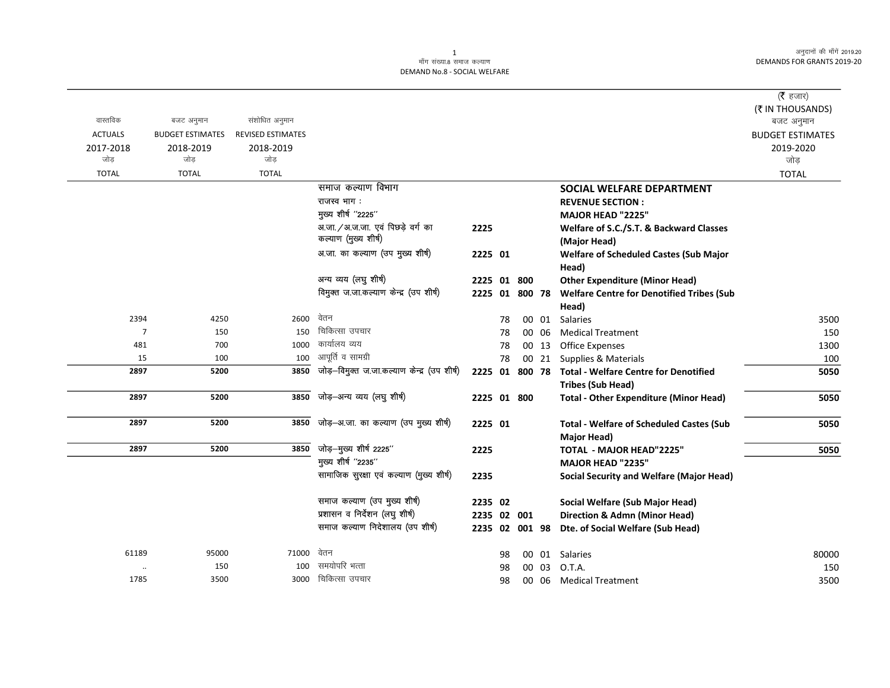मॉंग संख्या.8 समाज कल्याण
DEMAND No.8 - SOCIAL WELFARE

| वास्तविक ACTUALS 2017-2018 जोड़ TOTAL | बजट अनुमान BUDGET ESTIMATES 2018-2019 जोड़ TOTAL | संशोधित अनुमान REVISED ESTIMATES 2018-2019 जोड़ TOTAL | | | | | | | (₹ हजार) (₹ IN THOUSANDS) बजट अनुमान BUDGET ESTIMATES 2019-2020 जोड़ TOTAL |
|---|---|---|---|---|---|---|---|---|---|
| | | | समाज कल्याण विभाग | | | | | **SOCIAL WELFARE DEPARTMENT** | |
| | | | राजस्व भाग : | | | | | **REVENUE SECTION :** | |
| | | | मुख्य शीर्ष "2225" | | | | | **MAJOR HEAD "2225"** | |
| | | | अ.जा./अ.ज.जा. एवं पिछड़े वर्ग का कल्याण (मुख्य शीर्ष) | 2225 | | | | **Welfare of S.C./S.T. & Backward Classes (Major Head)** | |
| | | | अ.जा. का कल्याण (उप मुख्य शीर्ष) | 2225 01 | | | | **Welfare of Scheduled Castes (Sub Major Head)** | |
| | | | अन्य व्यय (लघु शीर्ष) | 2225 01 800 | | | | **Other Expenditure (Minor Head)** | |
| | | | विमुक्त ज.जा.कल्याण केन्द्र (उप शीर्ष) | 2225 01 800 78 | | | | **Welfare Centre for Denotified Tribes (Sub Head)** | |
| 2394 | 4250 | 2600 | वेतन | | 78 | 00 | 01 | Salaries | 3500 |
| 7 | 150 | 150 | चिकित्सा उपचार | | 78 | 00 | 06 | Medical Treatment | 150 |
| 481 | 700 | 1000 | कार्यालय व्यय | | 78 | 00 | 13 | Office Expenses | 1300 |
| 15 | 100 | 100 | आपूर्ति व सामग्री | | 78 | 00 | 21 | Supplies & Materials | 100 |
| **2897** | **5200** | **3850** | जोड़–विमुक्त ज.जा.कल्याण केन्द्र (उप शीर्ष) | 2225 01 800 78 | | | | **Total - Welfare Centre for Denotified Tribes (Sub Head)** | **5050** |
| **2897** | **5200** | **3850** | जोड़–अन्य व्यय (लघु शीर्ष) | 2225 01 800 | | | | **Total - Other Expenditure (Minor Head)** | **5050** |
| **2897** | **5200** | **3850** | जोड़–अ.जा. का कल्याण (उप मुख्य शीर्ष) | 2225 01 | | | | **Total - Welfare of Scheduled Castes (Sub Major Head)** | **5050** |
| **2897** | **5200** | **3850** | जोड़–मुख्य शीर्ष 2225" | 2225 | | | | **TOTAL - MAJOR HEAD"2225"** | **5050** |
| | | | मुख्य शीर्ष "2235" | | | | | **MAJOR HEAD "2235"** | |
| | | | सामाजिक सुरक्षा एवं कल्याण (मुख्य शीर्ष) | 2235 | | | | **Social Security and Welfare (Major Head)** | |
| | | | समाज कल्याण (उप मुख्य शीर्ष) | 2235 02 | | | | **Social Welfare (Sub Major Head)** | |
| | | | प्रशासन व निर्देशन (लघु शीर्ष) | 2235 02 001 | | | | **Direction & Admn (Minor Head)** | |
| | | | समाज कल्याण निदेशालय (उप शीर्ष) | 2235 02 001 98 | | | | **Dte. of Social Welfare (Sub Head)** | |
| 61189 | 95000 | 71000 | वेतन | | 98 | 00 | 01 | Salaries | 80000 |
| .. | 150 | 100 | समयोपरि भत्ता | | 98 | 00 | 03 | O.T.A. | 150 |
| 1785 | 3500 | 3000 | चिकित्सा उपचार | | 98 | 00 | 06 | Medical Treatment | 3500 |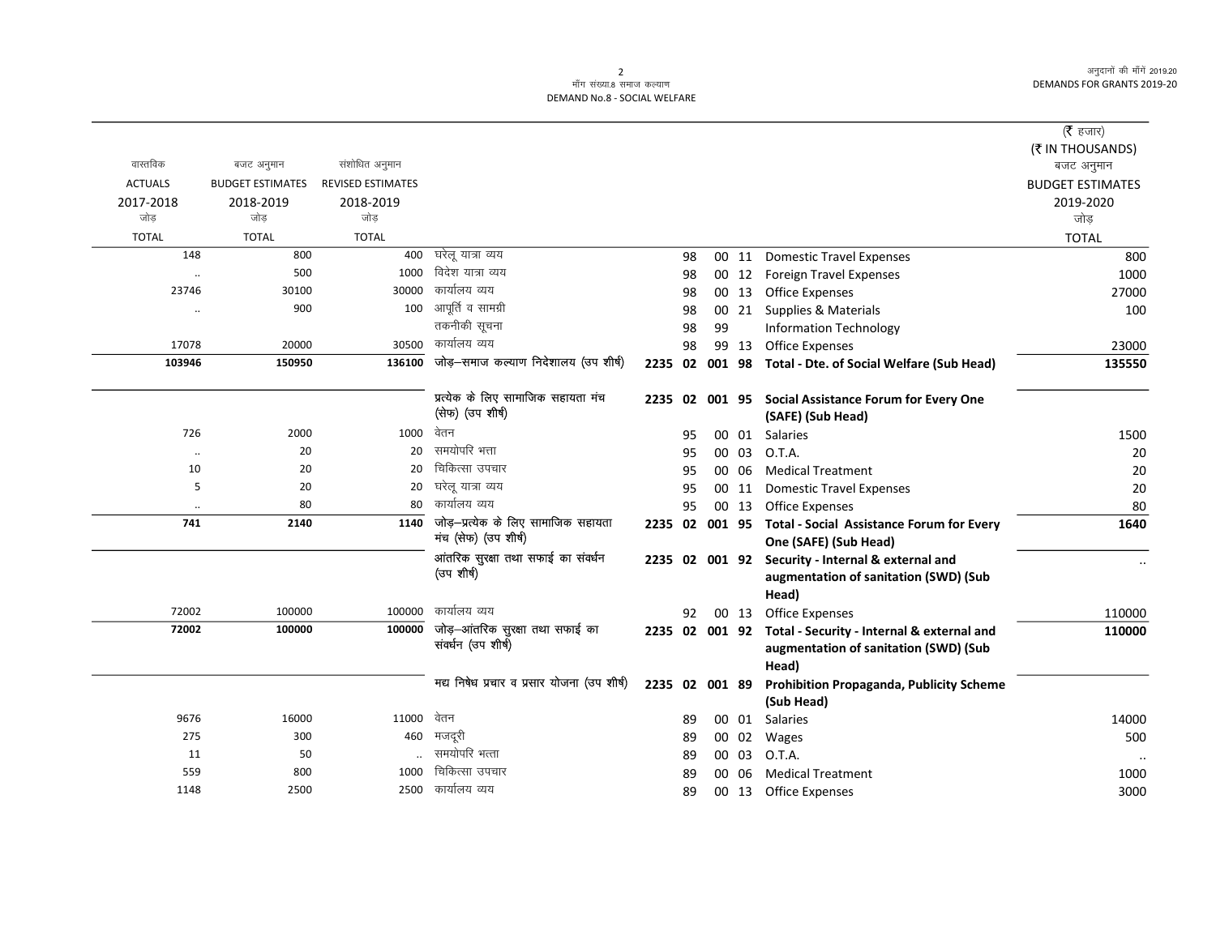DEMAND No.8 - SOCIAL WELFARE

माँग संख्या.8 समाज कल्याण

| वास्तविक ACTUALS 2017-2018 जोड़ TOTAL | बजट अनुमान BUDGET ESTIMATES 2018-2019 जोड़ TOTAL | संशोधित अनुमान REVISED ESTIMATES 2018-2019 जोड़ TOTAL | | | | | | | | (₹ हजार) (₹ IN THOUSANDS) बजट अनुमान BUDGET ESTIMATES 2019-2020 जोड़ TOTAL |
|---|---|---|---|---|---|---|---|---|---|---|
| 148 | 800 | 400 | घरेलू यात्रा व्यय | | | 98 | 00 | 11 | Domestic Travel Expenses | 800 |
| .. | 500 | 1000 | विदेश यात्रा व्यय | | | 98 | 00 | 12 | Foreign Travel Expenses | 1000 |
| 23746 | 30100 | 30000 | कार्यालय व्यय | | | 98 | 00 | 13 | Office Expenses | 27000 |
| .. | 900 | 100 | आपूर्ति व सामग्री | | | 98 | 00 | 21 | Supplies & Materials | 100 |
| | | | तकनीकी सूचना | | | 98 | 99 | | Information Technology | |
| 17078 | 20000 | 30500 | कार्यालय व्यय | | | 98 | 99 | 13 | Office Expenses | 23000 |
| **103946** | **150950** | **136100** | **जोड़–समाज कल्याण निदेशालय (उप शीर्ष)** | **2235** | **02** | **001** | **98** | | **Total - Dte. of Social Welfare (Sub Head)** | **135550** |
| | | | **प्रत्येक के लिए सामाजिक सहायता मंच (सेफ) (उप शीर्ष)** | **2235** | **02** | **001** | **95** | | **Social Assistance Forum for Every One (SAFE) (Sub Head)** | |
| 726 | 2000 | 1000 | वेतन | | | 95 | 00 | 01 | Salaries | 1500 |
| .. | 20 | 20 | समयोपरि भत्ता | | | 95 | 00 | 03 | O.T.A. | 20 |
| 10 | 20 | 20 | चिकित्सा उपचार | | | 95 | 00 | 06 | Medical Treatment | 20 |
| 5 | 20 | 20 | घरेलू यात्रा व्यय | | | 95 | 00 | 11 | Domestic Travel Expenses | 20 |
| .. | 80 | 80 | कार्यालय व्यय | | | 95 | 00 | 13 | Office Expenses | 80 |
| **741** | **2140** | **1140** | **जोड़–प्रत्येक के लिए सामाजिक सहायता मंच (सेफ) (उप शीर्ष)** | **2235** | **02** | **001** | **95** | | **Total - Social Assistance Forum for Every One (SAFE) (Sub Head)** | **1640** |
| | | | **आंतरिक सुरक्षा तथा सफाई का संवर्धन (उप शीर्ष)** | **2235** | **02** | **001** | **92** | | **Security - Internal & external and augmentation of sanitation (SWD) (Sub Head)** | .. |
| 72002 | 100000 | 100000 | कार्यालय व्यय | | | 92 | 00 | 13 | Office Expenses | 110000 |
| **72002** | **100000** | **100000** | **जोड़–आंतरिक सुरक्षा तथा सफाई का संवर्धन (उप शीर्ष)** | **2235** | **02** | **001** | **92** | | **Total - Security - Internal & external and augmentation of sanitation (SWD) (Sub Head)** | **110000** |
| | | | **मद्य निषेध प्रचार व प्रसार योजना (उप शीर्ष)** | **2235** | **02** | **001** | **89** | | **Prohibition Propaganda, Publicity Scheme (Sub Head)** | |
| 9676 | 16000 | 11000 | वेतन | | | 89 | 00 | 01 | Salaries | 14000 |
| 275 | 300 | 460 | मजदूरी | | | 89 | 00 | 02 | Wages | 500 |
| 11 | 50 | .. | समयोपरि भत्ता | | | 89 | 00 | 03 | O.T.A. | .. |
| 559 | 800 | 1000 | चिकित्सा उपचार | | | 89 | 00 | 06 | Medical Treatment | 1000 |
| 1148 | 2500 | 2500 | कार्यालय व्यय | | | 89 | 00 | 13 | Office Expenses | 3000 |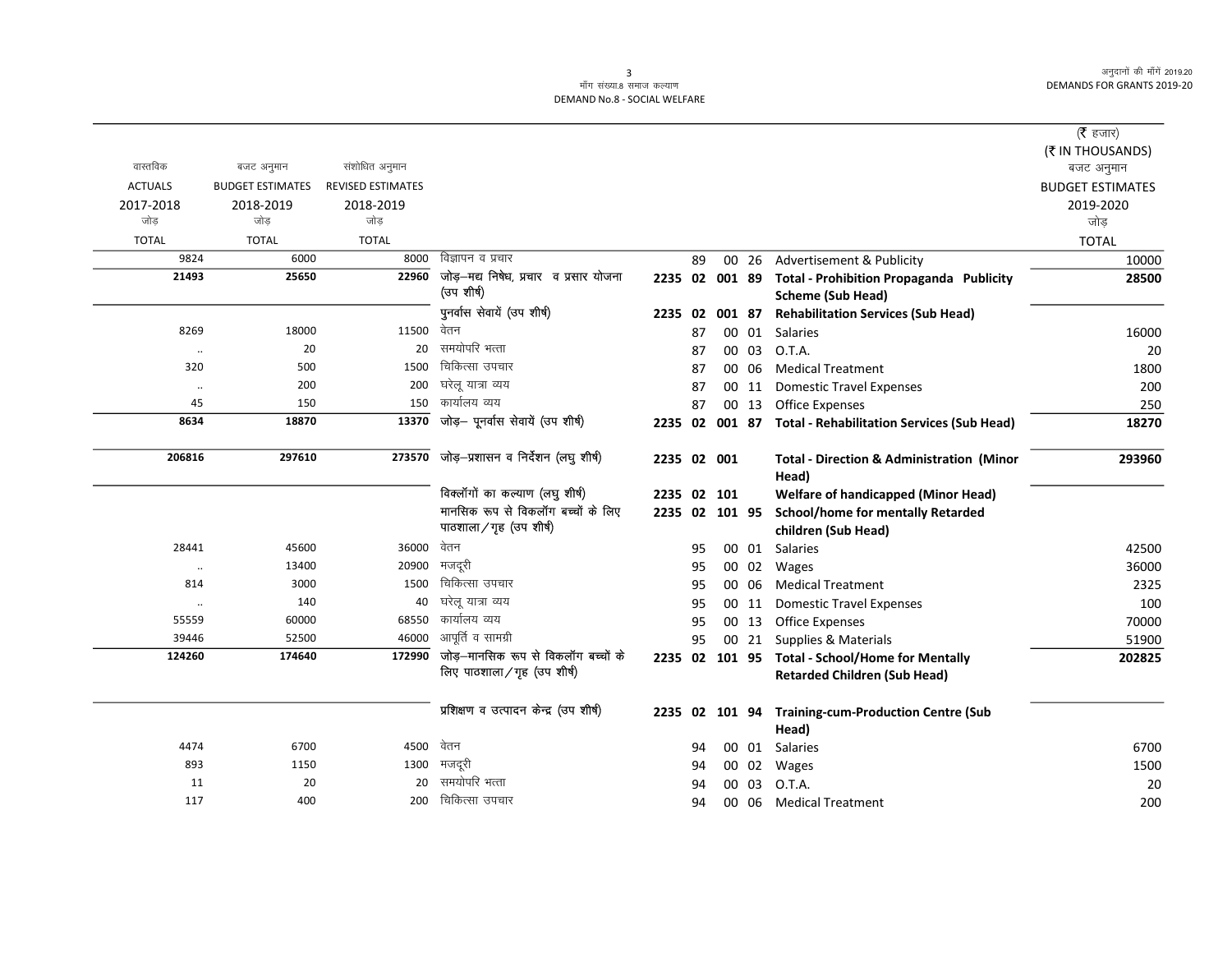माँग संख्या.8 समाज कल्याण
DEMAND No.8 - SOCIAL WELFARE

(₹ हजार)
(₹ IN THOUSANDS)

| वास्तविक ACTUALS 2017-2018 जोड़ TOTAL | बजट अनुमान BUDGET ESTIMATES 2018-2019 जोड़ TOTAL | संशोधित अनुमान REVISED ESTIMATES 2018-2019 जोड़ TOTAL | | | | | बजट अनुमान BUDGET ESTIMATES 2019-2020 जोड़ TOTAL |
|---|---|---|---|---|---|---|---|
| 9824 | 6000 | 8000 | विज्ञापन व प्रचार | 89 00 26 | Advertisement & Publicity | | 10000 |
| **21493** | **25650** | **22960** | **जोड़–मद्य निषेध, प्रचार व प्रसार योजना (उप शीर्ष)** | **2235 02 001 89** | **Total - Prohibition Propaganda Publicity Scheme (Sub Head)** | | **28500** |
| | | | पुनर्वास सेवायें (उप शीर्ष) | **2235 02 001 87** | **Rehabilitation Services (Sub Head)** | | |
| 8269 | 18000 | 11500 | वेतन | 87 00 01 | Salaries | | 16000 |
| .. | 20 | 20 | समयोपरि भत्ता | 87 00 03 | O.T.A. | | 20 |
| 320 | 500 | 1500 | चिकित्सा उपचार | 87 00 06 | Medical Treatment | | 1800 |
| .. | 200 | 200 | घरेलू यात्रा व्यय | 87 00 11 | Domestic Travel Expenses | | 200 |
| 45 | 150 | 150 | कार्यालय व्यय | 87 00 13 | Office Expenses | | 250 |
| **8634** | **18870** | **13370** | **जोड़– पूनर्वास सेवायें (उप शीर्ष)** | **2235 02 001 87** | **Total - Rehabilitation Services (Sub Head)** | | **18270** |
| **206816** | **297610** | **273570** | **जोड़–प्रशासन व निर्देशन (लघु शीर्ष)** | **2235 02 001** | **Total - Direction & Administration (Minor Head)** | | **293960** |
| | | | विक्लॉगों का कल्याण (लघु शीर्ष) | **2235 02 101** | **Welfare of handicapped (Minor Head)** | | |
| | | | मानसिक रूप से विकलॉग बच्चों के लिए पाठशाला/गृह (उप शीर्ष) | **2235 02 101 95** | **School/home for mentally Retarded children (Sub Head)** | | |
| 28441 | 45600 | 36000 | वेतन | 95 00 01 | Salaries | | 42500 |
| .. | 13400 | 20900 | मजदूरी | 95 00 02 | Wages | | 36000 |
| 814 | 3000 | 1500 | चिकित्सा उपचार | 95 00 06 | Medical Treatment | | 2325 |
| .. | 140 | 40 | घरेलू यात्रा व्यय | 95 00 11 | Domestic Travel Expenses | | 100 |
| 55559 | 60000 | 68550 | कार्यालय व्यय | 95 00 13 | Office Expenses | | 70000 |
| 39446 | 52500 | 46000 | आपूर्ति व सामग्री | 95 00 21 | Supplies & Materials | | 51900 |
| **124260** | **174640** | **172990** | **जोड़–मानसिक रूप से विकलॉग बच्चों के लिए पाठशाला/गृह (उप शीर्ष)** | **2235 02 101 95** | **Total - School/Home for Mentally Retarded Children (Sub Head)** | | **202825** |
| | | | प्रशिक्षण व उत्पादन केन्द्र (उप शीर्ष) | **2235 02 101 94** | **Training-cum-Production Centre (Sub Head)** | | |
| 4474 | 6700 | 4500 | वेतन | 94 00 01 | Salaries | | 6700 |
| 893 | 1150 | 1300 | मजदूरी | 94 00 02 | Wages | | 1500 |
| 11 | 20 | 20 | समयोपरि भत्ता | 94 00 03 | O.T.A. | | 20 |
| 117 | 400 | 200 | चिकित्सा उपचार | 94 00 06 | Medical Treatment | | 200 |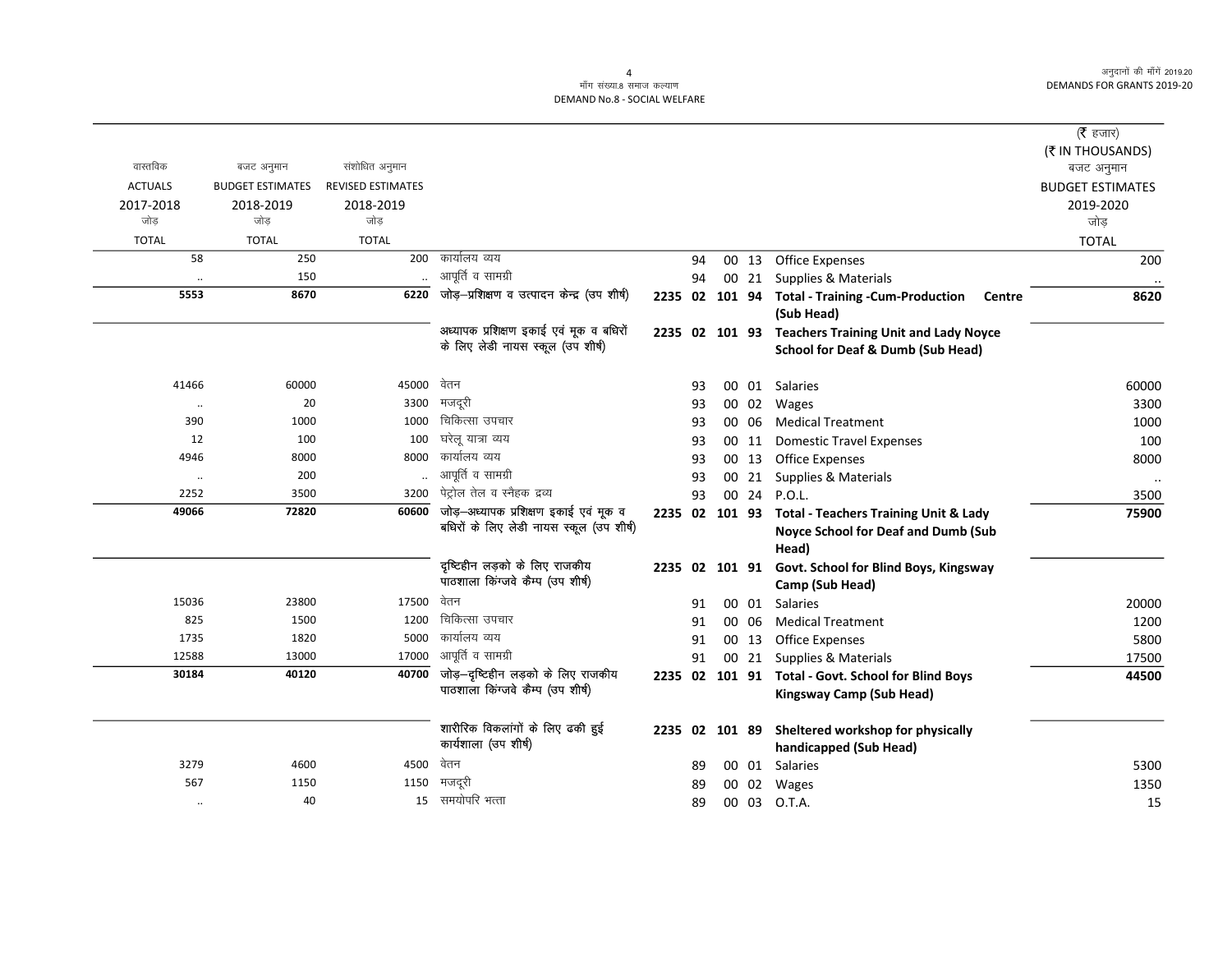| वास्तविक | बजट अनुमान | संशोधित अनुमान | | | | | | | (₹ हजार) (₹ IN THOUSANDS) बजट अनुमान |
|---|---|---|---|---|---|---|---|---|---|
| ACTUALS | BUDGET ESTIMATES | REVISED ESTIMATES | | | | | | | BUDGET ESTIMATES |
| 2017-2018 | 2018-2019 | 2018-2019 | | | | | | | 2019-2020 |
| जोड़ TOTAL | जोड़ TOTAL | जोड़ TOTAL | | | | | | | जोड़ TOTAL |
| 58 | 250 | 200 | कार्यालय व्यय | | 94 | 00 | 13 | Office Expenses | 200 |
| .. | 150 | .. | आपूर्ति व सामग्री | | 94 | 00 | 21 | Supplies & Materials | .. |
| **5553** | **8670** | **6220** | **जोड़–प्रशिक्षण व उत्पादन केन्द्र (उप शीर्ष)** | **2235 02** | **101** | **94** | | **Total - Training -Cum-Production Centre (Sub Head)** | **8620** |
| | | | **अध्यापक प्रशिक्षण इकाई एवं मूक व बधिरों के लिए लेडी नायस स्कूल (उप शीर्ष)** | **2235 02** | **101** | **93** | | **Teachers Training Unit and Lady Noyce School for Deaf & Dumb (Sub Head)** | |
| 41466 | 60000 | 45000 | वेतन | | 93 | 00 | 01 | Salaries | 60000 |
| .. | 20 | 3300 | मजदूरी | | 93 | 00 | 02 | Wages | 3300 |
| 390 | 1000 | 1000 | चिकित्सा उपचार | | 93 | 00 | 06 | Medical Treatment | 1000 |
| 12 | 100 | 100 | घरेलू यात्रा व्यय | | 93 | 00 | 11 | Domestic Travel Expenses | 100 |
| 4946 | 8000 | 8000 | कार्यालय व्यय | | 93 | 00 | 13 | Office Expenses | 8000 |
| .. | 200 | .. | आपूर्ति व सामग्री | | 93 | 00 | 21 | Supplies & Materials | .. |
| 2252 | 3500 | 3200 | पेट्रोल तेल व स्नैहक द्रव्य | | 93 | 00 | 24 | P.O.L. | 3500 |
| **49066** | **72820** | **60600** | **जोड़–अध्यापक प्रशिक्षण इकाई एवं मूक व बधिरों के लिए लेडी नायस स्कूल (उप शीर्ष)** | **2235 02** | **101** | **93** | | **Total - Teachers Training Unit & Lady Noyce School for Deaf and Dumb (Sub Head)** | **75900** |
| | | | **दृष्टिहीन लड़को के लिए राजकीय पाठशाला किंग्जवे कैम्प (उप शीर्ष)** | **2235 02** | **101** | **91** | | **Govt. School for Blind Boys, Kingsway Camp (Sub Head)** | |
| 15036 | 23800 | 17500 | वेतन | | 91 | 00 | 01 | Salaries | 20000 |
| 825 | 1500 | 1200 | चिकित्सा उपचार | | 91 | 00 | 06 | Medical Treatment | 1200 |
| 1735 | 1820 | 5000 | कार्यालय व्यय | | 91 | 00 | 13 | Office Expenses | 5800 |
| 12588 | 13000 | 17000 | आपूर्ति व सामग्री | | 91 | 00 | 21 | Supplies & Materials | 17500 |
| **30184** | **40120** | **40700** | **जोड़–दृष्टिहीन लड़को के लिए राजकीय पाठशाला किंग्जवे कैम्प (उप शीर्ष)** | **2235 02** | **101** | **91** | | **Total - Govt. School for Blind Boys Kingsway Camp (Sub Head)** | **44500** |
| | | | **शारीरिक विकलांगों के लिए ढकी हुई कार्यशाला (उप शीर्ष)** | **2235 02** | **101** | **89** | | **Sheltered workshop for physically handicapped (Sub Head)** | |
| 3279 | 4600 | 4500 | वेतन | | 89 | 00 | 01 | Salaries | 5300 |
| 567 | 1150 | 1150 | मजदूरी | | 89 | 00 | 02 | Wages | 1350 |
| .. | 40 | 15 | समयोपरि भत्ता | | 89 | 00 | 03 | O.T.A. | 15 |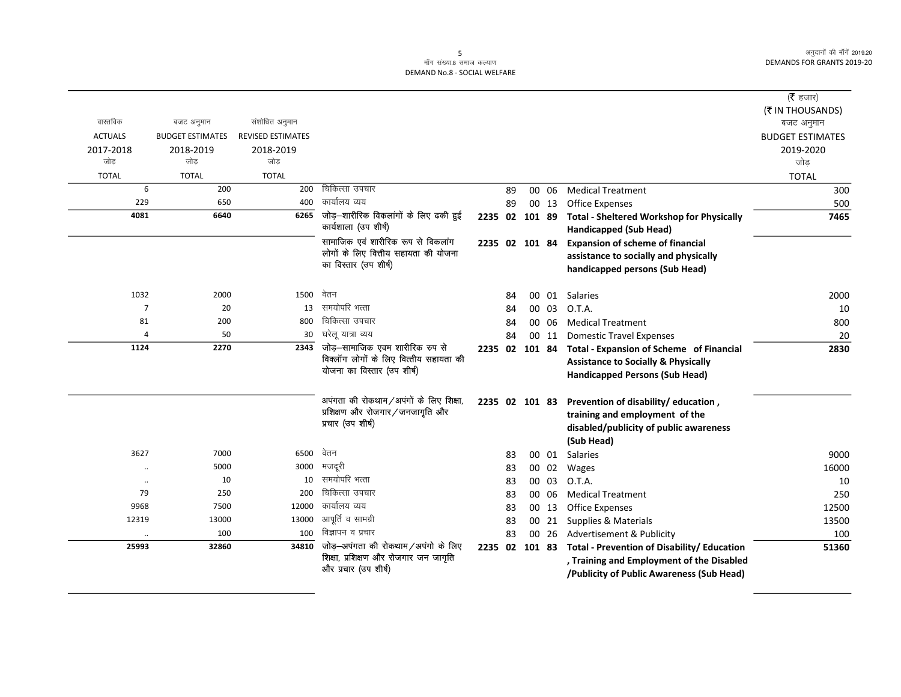मॉंग संख्या.8 समाज कल्याण
DEMAND No.8 - SOCIAL WELFARE

| वास्तविक ACTUALS 2017-2018 जोड़ TOTAL | बजट अनुमान BUDGET ESTIMATES 2018-2019 जोड़ TOTAL | संशोधित अनुमान REVISED ESTIMATES 2018-2019 जोड़ TOTAL | | | | | | | (₹ हजार) (₹ IN THOUSANDS) बजट अनुमान BUDGET ESTIMATES 2019-2020 जोड़ TOTAL |
|---|---|---|---|---|---|---|---|---|---|
| 6 | 200 | 200 | चिकित्सा उपचार | | | 89 | 00 06 | Medical Treatment | 300 |
| 229 | 650 | 400 | कार्यालय व्यय | | | 89 | 00 13 | Office Expenses | 500 |
| **4081** | **6640** | **6265** | **जोड़–शारीरिक विकलांगों के लिए ढकी हुई कार्यशाला (उप शीर्ष)** | **2235** | **02** | **101** | **89** | **Total - Sheltered Workshop for Physically Handicapped (Sub Head)** | **7465** |
| | | | **सामाजिक एवं शारीरिक रूप से विकलांग लोगों के लिए वित्तीय सहायता की योजना का विस्तार (उप शीर्ष)** | **2235** | **02** | **101** | **84** | **Expansion of scheme of financial assistance to socially and physically handicapped persons (Sub Head)** | |
| 1032 | 2000 | 1500 | वेतन | | | 84 | 00 01 | Salaries | 2000 |
| 7 | 20 | 13 | समयोपरि भत्ता | | | 84 | 00 03 | O.T.A. | 10 |
| 81 | 200 | 800 | चिकित्सा उपचार | | | 84 | 00 06 | Medical Treatment | 800 |
| 4 | 50 | 30 | घरेलू यात्रा व्यय | | | 84 | 00 11 | Domestic Travel Expenses | 20 |
| **1124** | **2270** | **2343** | **जोड़–सामाजिक एवम शारीरिक रुप से विक्लॉग लोगों के लिए वित्तीय सहायता की योजना का विस्तार (उप शीर्ष)** | **2235** | **02** | **101** | **84** | **Total - Expansion of Scheme of Financial Assistance to Socially & Physically Handicapped Persons (Sub Head)** | **2830** |
| | | | **अपंगता की रोकथाम/अपंगों के लिए शिक्षा, प्रशिक्षण और रोजगार/जनजागृति और प्रचार (उप शीर्ष)** | **2235** | **02** | **101** | **83** | **Prevention of disability/ education, training and employment of the disabled/publicity of public awareness (Sub Head)** | |
| 3627 | 7000 | 6500 | वेतन | | | 83 | 00 01 | Salaries | 9000 |
| .. | 5000 | 3000 | मजदूरी | | | 83 | 00 02 | Wages | 16000 |
| .. | 10 | 10 | समयोपरि भत्ता | | | 83 | 00 03 | O.T.A. | 10 |
| 79 | 250 | 200 | चिकित्सा उपचार | | | 83 | 00 06 | Medical Treatment | 250 |
| 9968 | 7500 | 12000 | कार्यालय व्यय | | | 83 | 00 13 | Office Expenses | 12500 |
| 12319 | 13000 | 13000 | आपूर्ति व सामग्री | | | 83 | 00 21 | Supplies & Materials | 13500 |
| .. | 100 | 100 | विज्ञापन व प्रचार | | | 83 | 00 26 | Advertisement & Publicity | 100 |
| **25993** | **32860** | **34810** | **जोड़–अपंगता की रोकथाम/अपंगो के लिए शिक्षा, प्रशिक्षण और रोजगार जन जागृति और प्रचार (उप शीर्ष)** | **2235** | **02** | **101** | **83** | **Total - Prevention of Disability/ Education, Training and Employment of the Disabled /Publicity of Public Awareness (Sub Head)** | **51360** |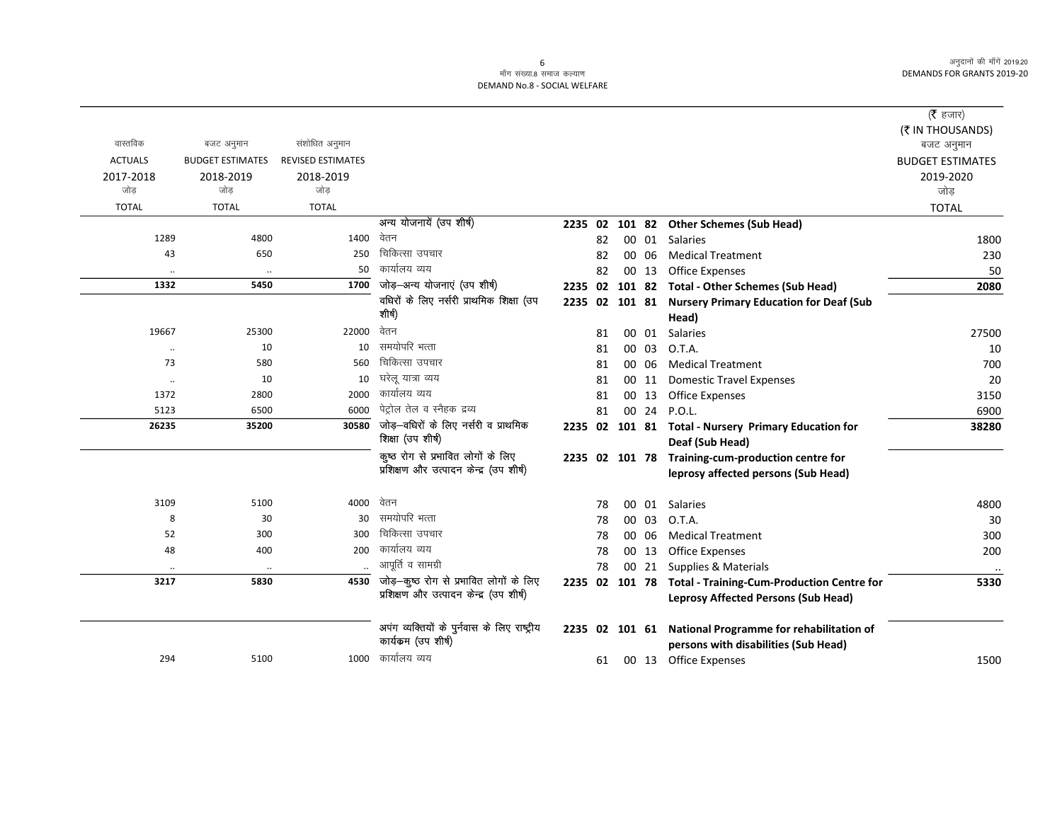माँग संख्या.8 समाज कल्याण
DEMAND No.8 - SOCIAL WELFARE

अनुदानों की माँगें 2019.20
DEMANDS FOR GRANTS 2019-20

(₹ हजार)
(₹ IN THOUSANDS)

| वास्तविक ACTUALS 2017-2018 जोड़ TOTAL | बजट अनुमान BUDGET ESTIMATES 2018-2019 जोड़ TOTAL | संशोधित अनुमान REVISED ESTIMATES 2018-2019 जोड़ TOTAL | | | | | | | | बजट अनुमान BUDGET ESTIMATES 2019-2020 जोड़ TOTAL |
|---|---|---|---|---|---|---|---|---|---|---|
| | | | अन्य योजनायें (उप शीर्ष) | 2235 | 02 | 101 | 82 | | **Other Schemes (Sub Head)** | |
| 1289 | 4800 | 1400 | वेतन | | | 82 | 00 | 01 | Salaries | 1800 |
| 43 | 650 | 250 | चिकित्सा उपचार | | | 82 | 00 | 06 | Medical Treatment | 230 |
| .. | .. | 50 | कार्यालय व्यय | | | 82 | 00 | 13 | Office Expenses | 50 |
| **1332** | **5450** | **1700** | जोड़–अन्य योजनाएं (उप शीर्ष) | 2235 | 02 | 101 | 82 | | **Total - Other Schemes (Sub Head)** | **2080** |
| | | | वधिरों के लिए नर्सरी प्राथमिक शिक्षा (उप शीर्ष) | 2235 | 02 | 101 | 81 | | **Nursery Primary Education for Deaf (Sub Head)** | |
| 19667 | 25300 | 22000 | वेतन | | | 81 | 00 | 01 | Salaries | 27500 |
| .. | 10 | 10 | समयोपरि भत्ता | | | 81 | 00 | 03 | O.T.A. | 10 |
| 73 | 580 | 560 | चिकित्सा उपचार | | | 81 | 00 | 06 | Medical Treatment | 700 |
| .. | 10 | 10 | घरेलू यात्रा व्यय | | | 81 | 00 | 11 | Domestic Travel Expenses | 20 |
| 1372 | 2800 | 2000 | कार्यालय व्यय | | | 81 | 00 | 13 | Office Expenses | 3150 |
| 5123 | 6500 | 6000 | पेट्रोल तेल व स्नैहक द्रव्य | | | 81 | 00 | 24 | P.O.L. | 6900 |
| **26235** | **35200** | **30580** | जोड़–वधिरों के लिए नर्सरी व प्राथमिक शिक्षा (उप शीर्ष) | 2235 | 02 | 101 | 81 | | **Total - Nursery Primary Education for Deaf (Sub Head)** | **38280** |
| | | | कुष्ठ रोग से प्रभावित लोगों के लिए प्रशिक्षण और उत्पादन केन्द्र (उप शीर्ष) | 2235 | 02 | 101 | 78 | | **Training-cum-production centre for leprosy affected persons (Sub Head)** | |
| 3109 | 5100 | 4000 | वेतन | | | 78 | 00 | 01 | Salaries | 4800 |
| 8 | 30 | 30 | समयोपरि भत्ता | | | 78 | 00 | 03 | O.T.A. | 30 |
| 52 | 300 | 300 | चिकित्सा उपचार | | | 78 | 00 | 06 | Medical Treatment | 300 |
| 48 | 400 | 200 | कार्यालय व्यय | | | 78 | 00 | 13 | Office Expenses | 200 |
| .. | .. | .. | आपूर्ति व सामग्री | | | 78 | 00 | 21 | Supplies & Materials | .. |
| **3217** | **5830** | **4530** | जोड़–कुष्ठ रोग से प्रभावित लोगों के लिए प्रशिक्षण और उत्पादन केन्द्र (उप शीर्ष) | 2235 | 02 | 101 | 78 | | **Total - Training-Cum-Production Centre for Leprosy Affected Persons (Sub Head)** | **5330** |
| | | | अपंग व्यक्तियों के पुर्नवास के लिए राष्ट्रीय कार्यक्रम (उप शीर्ष) | 2235 | 02 | 101 | 61 | | **National Programme for rehabilitation of persons with disabilities (Sub Head)** | |
| 294 | 5100 | 1000 | कार्यालय व्यय | | | 61 | 00 | 13 | Office Expenses | 1500 |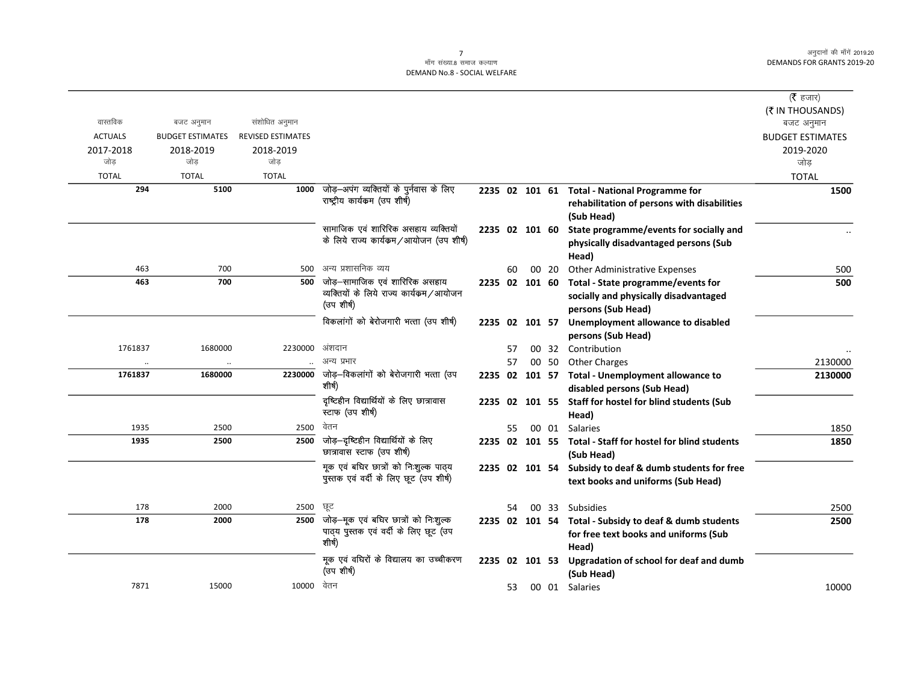माँग संख्या.8 समाज कल्याण
DEMAND No.8 - SOCIAL WELFARE

| वास्तविक ACTUALS 2017-2018 जोड़ TOTAL | बजट अनुमान BUDGET ESTIMATES 2018-2019 जोड़ TOTAL | संशोधित अनुमान REVISED ESTIMATES 2018-2019 जोड़ TOTAL | | | | | | | (₹ हजार) (₹ IN THOUSANDS) बजट अनुमान BUDGET ESTIMATES 2019-2020 जोड़ TOTAL |
|---|---|---|---|---|---|---|---|---|---|
| 294 | 5100 | 1000 | जोड़–अपंग व्यक्तियों के पुर्नवास के लिए राष्ट्रीय कार्यक्रम (उप शीर्ष) | 2235 | 02 | 101 | 61 | **Total - National Programme for rehabilitation of persons with disabilities (Sub Head)** | 1500 |
| | | | सामाजिक एवं शारिरिक असहाय व्यक्तियों के लिये राज्य कार्यक्रम/आयोजन (उप शीर्ष) | 2235 | 02 | 101 | 60 | **State programme/events for socially and physically disadvantaged persons (Sub Head)** | .. |
| 463 | 700 | 500 | अन्य प्रशासनिक व्यय | | 60 | 00 | 20 | Other Administrative Expenses | 500 |
| 463 | 700 | 500 | जोड़–सामाजिक एवं शारिरिक असहाय व्यक्तियों के लिये राज्य कार्यक्रम/आयोजन (उप शीर्ष) | 2235 | 02 | 101 | 60 | **Total - State programme/events for socially and physically disadvantaged persons (Sub Head)** | 500 |
| | | | विकलांगों को बेरोजगारी भत्ता (उप शीर्ष) | 2235 | 02 | 101 | 57 | **Unemployment allowance to disabled persons (Sub Head)** | |
| 1761837 | 1680000 | 2230000 | अंशदान | | 57 | 00 | 32 | Contribution | .. |
| .. | .. | .. | अन्य प्रभार | | 57 | 00 | 50 | Other Charges | 2130000 |
| 1761837 | 1680000 | 2230000 | जोड़–विकलांगों को बेरोजगारी भत्ता (उप शीर्ष) | 2235 | 02 | 101 | 57 | **Total - Unemployment allowance to disabled persons (Sub Head)** | 2130000 |
| | | | दृष्टिहीन विद्यार्थियों के लिए छात्रावास स्टाफ (उप शीर्ष) | 2235 | 02 | 101 | 55 | **Staff for hostel for blind students (Sub Head)** | |
| 1935 | 2500 | 2500 | वेतन | | 55 | 00 | 01 | Salaries | 1850 |
| 1935 | 2500 | 2500 | जोड़–दृष्टिहीन विद्यार्थियों के लिए छात्रावास स्टाफ (उप शीर्ष) | 2235 | 02 | 101 | 55 | **Total - Staff for hostel for blind students (Sub Head)** | 1850 |
| | | | मूक एवं बधिर छात्रों को निःशुल्क पाठ्य पुस्तक एवं वर्दी के लिए छूट (उप शीर्ष) | 2235 | 02 | 101 | 54 | **Subsidy to deaf & dumb students for free text books and uniforms (Sub Head)** | |
| 178 | 2000 | 2500 | छूट | | 54 | 00 | 33 | Subsidies | 2500 |
| 178 | 2000 | 2500 | जोड़–मूक एवं बधिर छात्रों को निःशुल्क पाठ्य पुस्तक एवं वर्दी के लिए छूट (उप शीर्ष) | 2235 | 02 | 101 | 54 | **Total - Subsidy to deaf & dumb students for free text books and uniforms (Sub Head)** | 2500 |
| | | | मूक एवं वधिरों के विद्यालय का उच्चीकरण (उप शीर्ष) | 2235 | 02 | 101 | 53 | **Upgradation of school for deaf and dumb (Sub Head)** | |
| 7871 | 15000 | 10000 | वेतन | | 53 | 00 | 01 | Salaries | 10000 |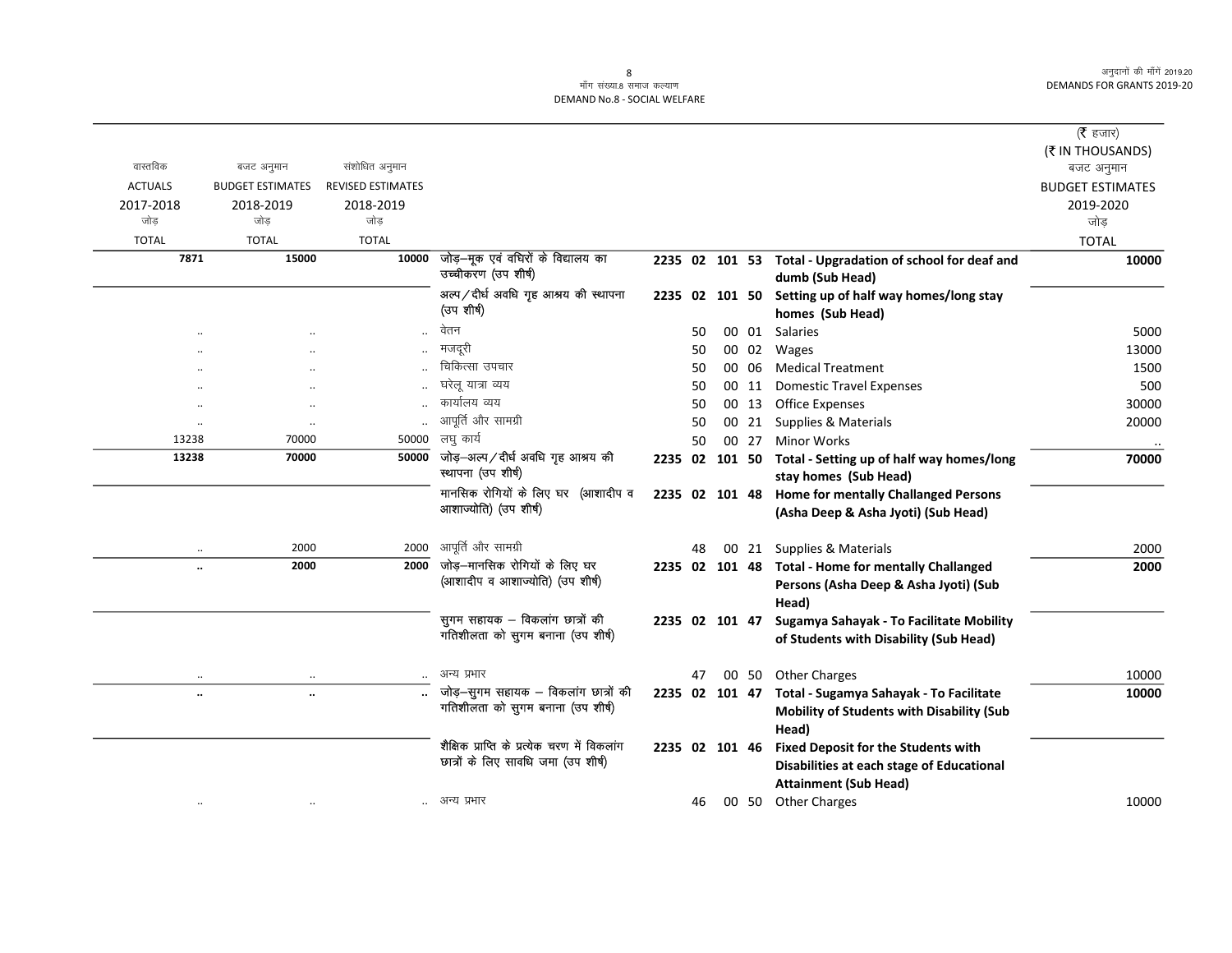मॉंग संख्या.8 समाज कल्याण
DEMAND No.8 - SOCIAL WELFARE

| वास्तविक ACTUALS 2017-2018 जोड़ TOTAL | बजट अनुमान BUDGET ESTIMATES 2018-2019 जोड़ TOTAL | संशोधित अनुमान REVISED ESTIMATES 2018-2019 जोड़ TOTAL | | | | | | | (₹ हजार) (₹ IN THOUSANDS) बजट अनुमान BUDGET ESTIMATES 2019-2020 जोड़ TOTAL |
|---|---|---|---|---|---|---|---|---|---|
| **7871** | **15000** | **10000** | जोड़–मूक एवं वधिरों के विद्यालय का उच्चीकरण (उप शीर्ष) | **2235** | **02** | **101** | **53** | **Total - Upgradation of school for deaf and dumb (Sub Head)** | **10000** |
| | | | अल्प/दीर्घ अवधि गृह आश्रय की स्थापना (उप शीर्ष) | **2235** | **02** | **101** | **50** | **Setting up of half way homes/long stay homes (Sub Head)** | |
| .. | .. | .. | वेतन | 50 | | 00 | 01 | Salaries | 5000 |
| .. | .. | .. | मजदूरी | 50 | | 00 | 02 | Wages | 13000 |
| .. | .. | .. | चिकित्सा उपचार | 50 | | 00 | 06 | Medical Treatment | 1500 |
| .. | .. | .. | घरेलू यात्रा व्यय | 50 | | 00 | 11 | Domestic Travel Expenses | 500 |
| .. | .. | .. | कार्यालय व्यय | 50 | | 00 | 13 | Office Expenses | 30000 |
| .. | .. | .. | आपूर्ति और सामग्री | 50 | | 00 | 21 | Supplies & Materials | 20000 |
| 13238 | 70000 | 50000 | लघु कार्य | 50 | | 00 | 27 | Minor Works | .. |
| **13238** | **70000** | **50000** | जोड़–अल्प/दीर्घ अवधि गृह आश्रय की स्थापना (उप शीर्ष) | **2235** | **02** | **101** | **50** | **Total - Setting up of half way homes/long stay homes (Sub Head)** | **70000** |
| | | | मानसिक रोगियों के लिए घर (आशादीप व आशाज्योति) (उप शीर्ष) | **2235** | **02** | **101** | **48** | **Home for mentally Challanged Persons (Asha Deep & Asha Jyoti) (Sub Head)** | |
| .. | 2000 | 2000 | आपूर्ति और सामग्री | 48 | | 00 | 21 | Supplies & Materials | 2000 |
| **..** | **2000** | **2000** | जोड़–मानसिक रोगियों के लिए घर (आशादीप व आशाज्योति) (उप शीर्ष) | **2235** | **02** | **101** | **48** | **Total - Home for mentally Challanged Persons (Asha Deep & Asha Jyoti) (Sub Head)** | **2000** |
| | | | सुगम सहायक – विकलांग छात्रों की गतिशीलता को सुगम बनाना (उप शीर्ष) | **2235** | **02** | **101** | **47** | **Sugamya Sahayak - To Facilitate Mobility of Students with Disability (Sub Head)** | |
| .. | .. | .. | अन्य प्रभार | 47 | | 00 | 50 | Other Charges | 10000 |
| **..** | **..** | **..** | जोड़–सुगम सहायक – विकलांग छात्रों की गतिशीलता को सुगम बनाना (उप शीर्ष) | **2235** | **02** | **101** | **47** | **Total - Sugamya Sahayak - To Facilitate Mobility of Students with Disability (Sub Head)** | **10000** |
| | | | शैक्षिक प्राप्ति के प्रत्येक चरण में विकलांग छात्रों के लिए सावधि जमा (उप शीर्ष) | **2235** | **02** | **101** | **46** | **Fixed Deposit for the Students with Disabilities at each stage of Educational Attainment (Sub Head)** | |
| .. | .. | .. | अन्य प्रभार | 46 | | 00 | 50 | Other Charges | 10000 |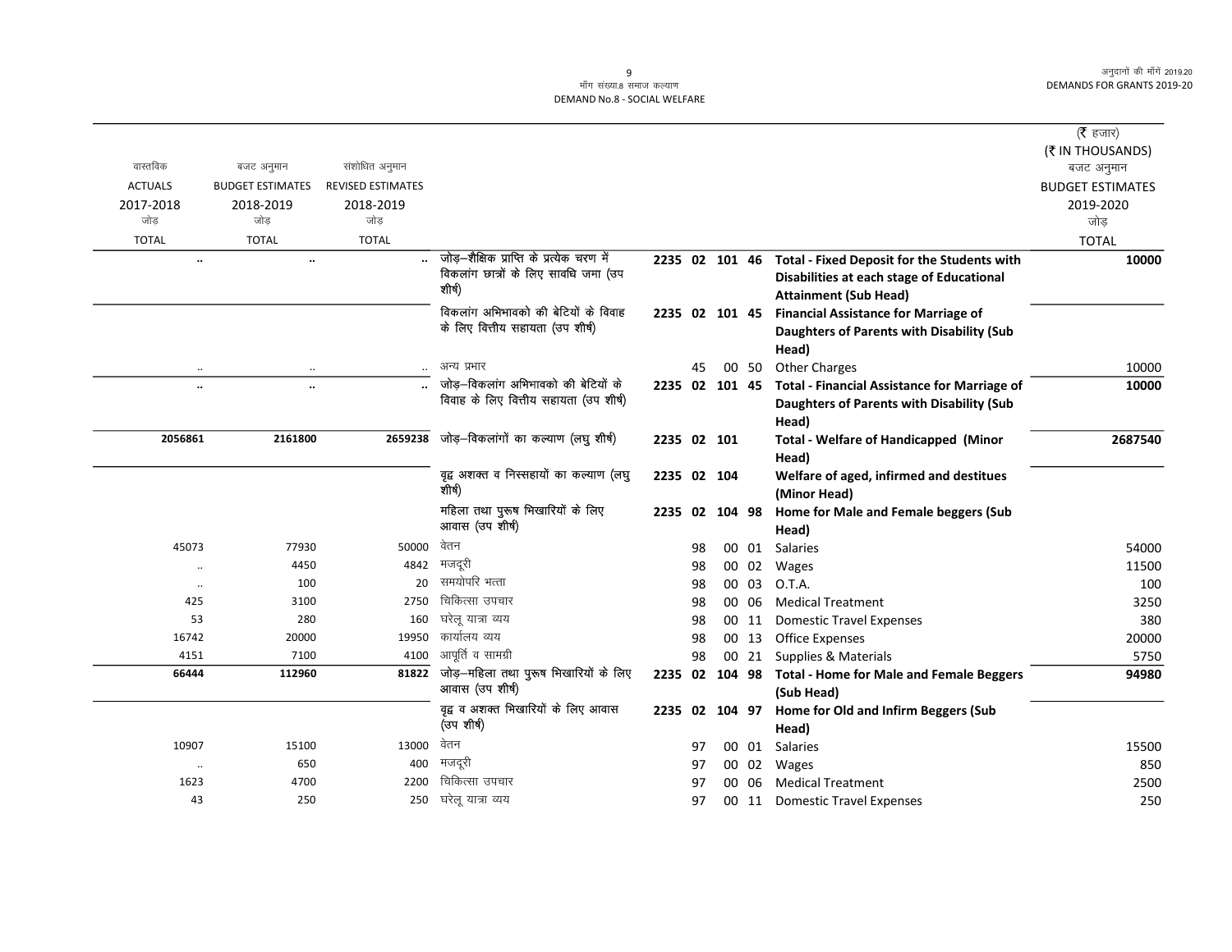मॉंग संख्या.8 समाज कल्याण
DEMAND No.8 - SOCIAL WELFARE

अनुदानों की मॉंगें 2019.20
DEMANDS FOR GRANTS 2019-20

| वास्तविक ACTUALS 2017-2018 जोड़ TOTAL | बजट अनुमान BUDGET ESTIMATES 2018-2019 जोड़ TOTAL | संशोधित अनुमान REVISED ESTIMATES 2018-2019 जोड़ TOTAL | | | | (₹ हजार) (₹ IN THOUSANDS) बजट अनुमान BUDGET ESTIMATES 2019-2020 जोड़ TOTAL |
|---|---|---|---|---|---|---|
| .. | .. | .. | जोड़–शैक्षिक प्राप्ति के प्रत्येक चरण में विकलांग छात्रों के लिए सावधि जमा (उप शीर्ष) | 2235 02 101 46 | **Total - Fixed Deposit for the Students with Disabilities at each stage of Educational Attainment (Sub Head)** | **10000** |
| | | | विकलांग अभिभावको की बेटियों के विवाह के लिए वित्तीय सहायता (उप शीर्ष) | 2235 02 101 45 | **Financial Assistance for Marriage of Daughters of Parents with Disability (Sub Head)** | |
| .. | .. | .. | अन्य प्रभार | 45 00 50 | Other Charges | 10000 |
| .. | .. | .. | जोड़–विकलांग अभिभावको की बेटियों के विवाह के लिए वित्तीय सहायता (उप शीर्ष) | 2235 02 101 45 | **Total - Financial Assistance for Marriage of Daughters of Parents with Disability (Sub Head)** | **10000** |
| **2056861** | **2161800** | **2659238** | जोड़–विकलांगों का कल्याण (लघु शीर्ष) | 2235 02 101 | **Total - Welfare of Handicapped (Minor Head)** | **2687540** |
| | | | वृद्व अशक्त व निस्सहायों का कल्याण (लघु शीर्ष) | 2235 02 104 | **Welfare of aged, infirmed and destitues (Minor Head)** | |
| | | | महिला तथा पुरूष भिखारियों के लिए आवास (उप शीर्ष) | 2235 02 104 98 | **Home for Male and Female beggers (Sub Head)** | |
| 45073 | 77930 | 50000 | वेतन | 98 00 01 | Salaries | 54000 |
| .. | 4450 | 4842 | मजदूरी | 98 00 02 | Wages | 11500 |
| .. | 100 | 20 | समयोपरि भत्ता | 98 00 03 | O.T.A. | 100 |
| 425 | 3100 | 2750 | चिकित्सा उपचार | 98 00 06 | Medical Treatment | 3250 |
| 53 | 280 | 160 | घरेलू यात्रा व्यय | 98 00 11 | Domestic Travel Expenses | 380 |
| 16742 | 20000 | 19950 | कार्यालय व्यय | 98 00 13 | Office Expenses | 20000 |
| 4151 | 7100 | 4100 | आपूर्ति व सामग्री | 98 00 21 | Supplies & Materials | 5750 |
| **66444** | **112960** | **81822** | जोड़–महिला तथा पुरूष भिखारियों के लिए आवास (उप शीर्ष) | 2235 02 104 98 | **Total - Home for Male and Female Beggers (Sub Head)** | **94980** |
| | | | वृद्व व अशक्त भिखारियों के लिए आवास (उप शीर्ष) | 2235 02 104 97 | **Home for Old and Infirm Beggers (Sub Head)** | |
| 10907 | 15100 | 13000 | वेतन | 97 00 01 | Salaries | 15500 |
| .. | 650 | 400 | मजदूरी | 97 00 02 | Wages | 850 |
| 1623 | 4700 | 2200 | चिकित्सा उपचार | 97 00 06 | Medical Treatment | 2500 |
| 43 | 250 | 250 | घरेलू यात्रा व्यय | 97 00 11 | Domestic Travel Expenses | 250 |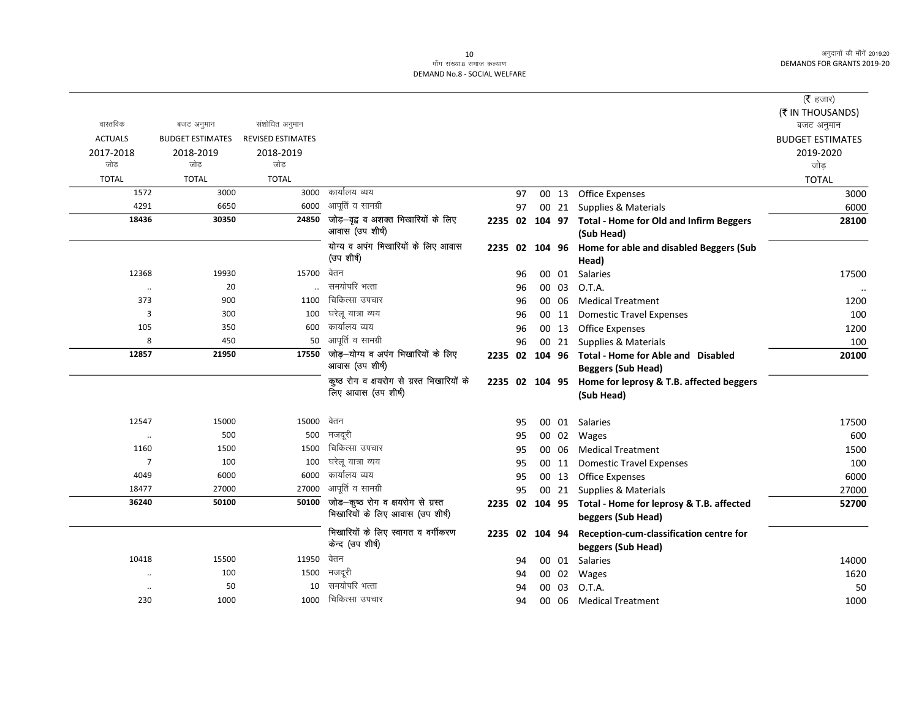मॉंग संख्या.8 समाज कल्याण
DEMAND No.8 - SOCIAL WELFARE

| वास्तविक ACTUALS 2017-2018 जोड़ TOTAL | बजट अनुमान BUDGET ESTIMATES 2018-2019 जोड़ TOTAL | संशोधित अनुमान REVISED ESTIMATES 2018-2019 जोड़ TOTAL | | | | | | | | (₹ हजार) (₹ IN THOUSANDS) बजट अनुमान BUDGET ESTIMATES 2019-2020 जोड़ TOTAL |
|---|---|---|---|---|---|---|---|---|---|---|
| 1572 | 3000 | 3000 | कार्यालय व्यय | | 97 | 00 | 13 | | Office Expenses | 3000 |
| 4291 | 6650 | 6000 | आपूर्ति व सामग्री | | 97 | 00 | 21 | | Supplies & Materials | 6000 |
| **18436** | **30350** | **24850** | **जोड़–वृद्व व अशक्त भिखारियों के लिए आवास (उप शीर्ष)** | **2235** | **02** | **104** | **97** | | **Total - Home for Old and Infirm Beggers (Sub Head)** | **28100** |
| | | | **योग्य व अपंग भिखारियों के लिए आवास (उप शीर्ष)** | **2235** | **02** | **104** | **96** | | **Home for able and disabled Beggers (Sub Head)** | |
| 12368 | 19930 | 15700 | वेतन | | 96 | 00 | 01 | | Salaries | 17500 |
| .. | 20 | .. | समयोपरि भत्ता | | 96 | 00 | 03 | | O.T.A. | .. |
| 373 | 900 | 1100 | चिकित्सा उपचार | | 96 | 00 | 06 | | Medical Treatment | 1200 |
| 3 | 300 | 100 | घरेलू यात्रा व्यय | | 96 | 00 | 11 | | Domestic Travel Expenses | 100 |
| 105 | 350 | 600 | कार्यालय व्यय | | 96 | 00 | 13 | | Office Expenses | 1200 |
| 8 | 450 | 50 | आपूर्ति व सामग्री | | 96 | 00 | 21 | | Supplies & Materials | 100 |
| **12857** | **21950** | **17550** | **जोड़–योग्य व अपंग भिखारियों के लिए आवास (उप शीर्ष)** | **2235** | **02** | **104** | **96** | | **Total - Home for Able and Disabled Beggers (Sub Head)** | **20100** |
| | | | **कुष्ठ रोग व क्षयरोग से ग्रस्त भिखारियों के लिए आवास (उप शीर्ष)** | **2235** | **02** | **104** | **95** | | **Home for leprosy & T.B. affected beggers (Sub Head)** | |
| 12547 | 15000 | 15000 | वेतन | | 95 | 00 | 01 | | Salaries | 17500 |
| .. | 500 | 500 | मजदूरी | | 95 | 00 | 02 | | Wages | 600 |
| 1160 | 1500 | 1500 | चिकित्सा उपचार | | 95 | 00 | 06 | | Medical Treatment | 1500 |
| 7 | 100 | 100 | घरेलू यात्रा व्यय | | 95 | 00 | 11 | | Domestic Travel Expenses | 100 |
| 4049 | 6000 | 6000 | कार्यालय व्यय | | 95 | 00 | 13 | | Office Expenses | 6000 |
| 18477 | 27000 | 27000 | आपूर्ति व सामग्री | | 95 | 00 | 21 | | Supplies & Materials | 27000 |
| **36240** | **50100** | **50100** | **जोड़–कुष्ठ रोग व क्षयरोग से ग्रस्त भिखारियों के लिए आवास (उप शीर्ष)** | **2235** | **02** | **104** | **95** | | **Total - Home for leprosy & T.B. affected beggers (Sub Head)** | **52700** |
| | | | **भिखारियों के लिए स्वागत व वर्गीकरण केन्द (उप शीर्ष)** | **2235** | **02** | **104** | **94** | | **Reception-cum-classification centre for beggers (Sub Head)** | |
| 10418 | 15500 | 11950 | वेतन | | 94 | 00 | 01 | | Salaries | 14000 |
| .. | 100 | 1500 | मजदूरी | | 94 | 00 | 02 | | Wages | 1620 |
| .. | 50 | 10 | समयोपरि भत्ता | | 94 | 00 | 03 | | O.T.A. | 50 |
| 230 | 1000 | 1000 | चिकित्सा उपचार | | 94 | 00 | 06 | | Medical Treatment | 1000 |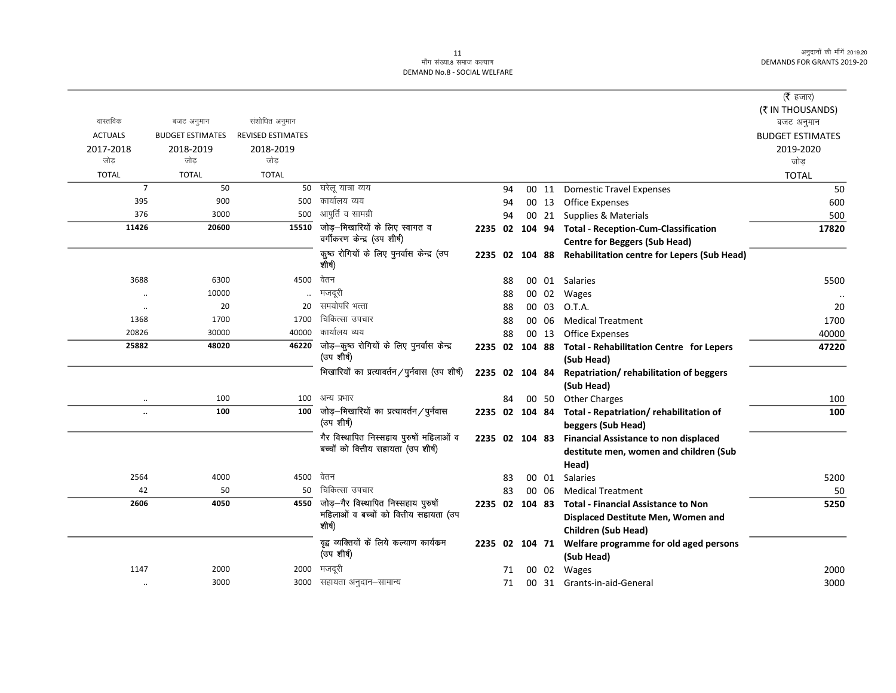मॉंग संख्या.8 समाज कल्याण
DEMAND No.8 - SOCIAL WELFARE

| वास्तविक ACTUALS 2017-2018 जोड़ TOTAL | बजट अनुमान BUDGET ESTIMATES 2018-2019 जोड़ TOTAL | संशोधित अनुमान REVISED ESTIMATES 2018-2019 जोड़ TOTAL | | | | | | | (₹ हजार) (₹ IN THOUSANDS) बजट अनुमान BUDGET ESTIMATES 2019-2020 जोड़ TOTAL |
|---|---|---|---|---|---|---|---|---|---|
| 7 | 50 | 50 | घरेलू यात्रा व्यय | | 94 | 00 | 11 | Domestic Travel Expenses | 50 |
| 395 | 900 | 500 | कार्यालय व्यय | | 94 | 00 | 13 | Office Expenses | 600 |
| 376 | 3000 | 500 | आपूर्ति व सामग्री | | 94 | 00 | 21 | Supplies & Materials | 500 |
| **11426** | **20600** | **15510** | जोड़–भिखारियों के लिए स्वागत व वर्गीकरण केन्द्र (उप शीर्ष) | **2235** | **02** | **104** | **94** | **Total - Reception-Cum-Classification Centre for Beggers (Sub Head)** | **17820** |
| | | | कुष्ठ रोगियों के लिए पुनर्वास केन्द्र (उप शीर्ष) | **2235** | **02** | **104** | **88** | **Rehabilitation centre for Lepers (Sub Head)** | |
| 3688 | 6300 | 4500 | वेतन | | 88 | 00 | 01 | Salaries | 5500 |
| .. | 10000 | .. | मजदूरी | | 88 | 00 | 02 | Wages | .. |
| .. | 20 | 20 | समयोपरि भत्ता | | 88 | 00 | 03 | O.T.A. | 20 |
| 1368 | 1700 | 1700 | चिकित्सा उपचार | | 88 | 00 | 06 | Medical Treatment | 1700 |
| 20826 | 30000 | 40000 | कार्यालय व्यय | | 88 | 00 | 13 | Office Expenses | 40000 |
| **25882** | **48020** | **46220** | जोड़–कुष्ठ रोगियों के लिए पुनर्वास केन्द्र (उप शीर्ष) | **2235** | **02** | **104** | **88** | **Total - Rehabilitation Centre for Lepers (Sub Head)** | **47220** |
| | | | भिखारियों का प्रत्यावर्तन/पुर्नवास (उप शीर्ष) | **2235** | **02** | **104** | **84** | **Repatriation/ rehabilitation of beggers (Sub Head)** | |
| .. | 100 | 100 | अन्य प्रभार | | 84 | 00 | 50 | Other Charges | 100 |
| **..** | **100** | **100** | जोड़–भिखारियों का प्रत्यावर्तन/पुर्नवास (उप शीर्ष) | **2235** | **02** | **104** | **84** | **Total - Repatriation/ rehabilitation of beggers (Sub Head)** | **100** |
| | | | गैर विस्थापित निस्सहाय पुरुषों महिलाओं व बच्चों को वित्तीय सहायता (उप शीर्ष) | **2235** | **02** | **104** | **83** | **Financial Assistance to non displaced destitute men, women and children (Sub Head)** | |
| 2564 | 4000 | 4500 | वेतन | | 83 | 00 | 01 | Salaries | 5200 |
| 42 | 50 | 50 | चिकित्सा उपचार | | 83 | 00 | 06 | Medical Treatment | 50 |
| **2606** | **4050** | **4550** | जोड़–गैर विस्थापित निस्सहाय पुरुषों महिलाओं व बच्चों को वित्तीय सहायता (उप शीर्ष) | **2235** | **02** | **104** | **83** | **Total - Financial Assistance to Non Displaced Destitute Men, Women and Children (Sub Head)** | **5250** |
| | | | वृद्व व्यक्तियों के लिये कल्याण कार्यक्रम (उप शीर्ष) | **2235** | **02** | **104** | **71** | **Welfare programme for old aged persons (Sub Head)** | |
| 1147 | 2000 | 2000 | मजदूरी | | 71 | 00 | 02 | Wages | 2000 |
| .. | 3000 | 3000 | सहायता अनुदान–सामान्य | | 71 | 00 | 31 | Grants-in-aid-General | 3000 |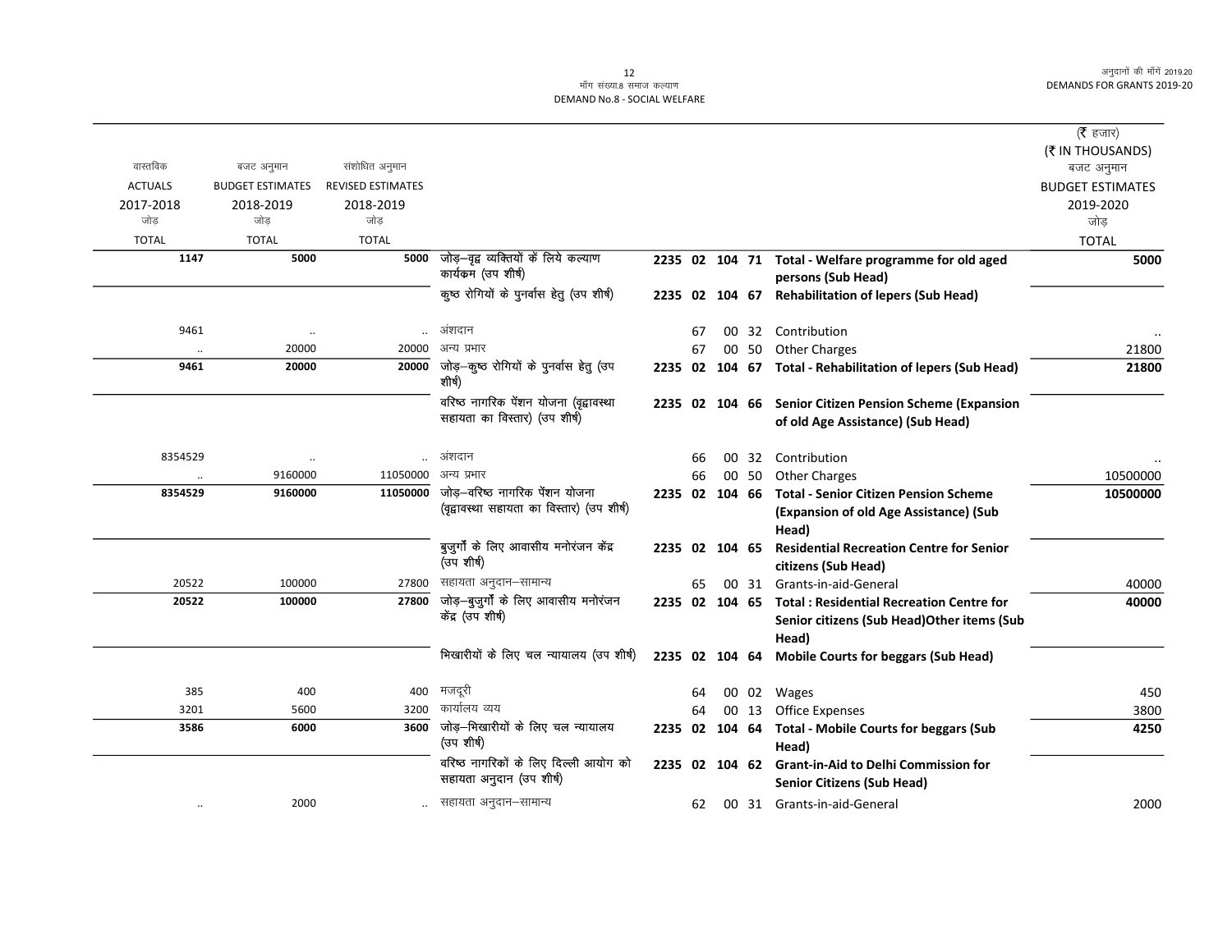मॉंग संख्या.8 समाज कल्याण
DEMAND No.8 - SOCIAL WELFARE

(₹ हजार)
(₹ IN THOUSANDS)

| वास्तविक ACTUALS 2017-2018 जोड़ TOTAL | बजट अनुमान BUDGET ESTIMATES 2018-2019 जोड़ TOTAL | संशोधित अनुमान REVISED ESTIMATES 2018-2019 जोड़ TOTAL | | | | | | | बजट अनुमान BUDGET ESTIMATES 2019-2020 जोड़ TOTAL |
|---|---|---|---|---|---|---|---|---|---|
| 1147 | 5000 | 5000 | जोड़–वृद्व व्यक्तियों के लिये कल्याण कार्यक्रम (उप शीर्ष) | 2235 | 02 | 104 | 71 | Total - Welfare programme for old aged persons (Sub Head) | 5000 |
| | | | कुष्ठ रोगियों के पुनर्वास हेतु (उप शीर्ष) | 2235 | 02 | 104 | 67 | Rehabilitation of lepers (Sub Head) | |
| 9461 | .. | .. | अंशदान | | 67 | 00 | 32 | Contribution | .. |
| .. | 20000 | 20000 | अन्य प्रभार | | 67 | 00 | 50 | Other Charges | 21800 |
| 9461 | 20000 | 20000 | जोड़–कुष्ठ रोगियों के पुनर्वास हेतु (उप शीर्ष) | 2235 | 02 | 104 | 67 | Total - Rehabilitation of lepers (Sub Head) | 21800 |
| | | | वरिष्ठ नागरिक पेंशन योजना (वृद्वावस्था सहायता का विस्तार) (उप शीर्ष) | 2235 | 02 | 104 | 66 | Senior Citizen Pension Scheme (Expansion of old Age Assistance) (Sub Head) | |
| 8354529 | .. | .. | अंशदान | | 66 | 00 | 32 | Contribution | .. |
| .. | 9160000 | 11050000 | अन्य प्रभार | | 66 | 00 | 50 | Other Charges | 10500000 |
| 8354529 | 9160000 | 11050000 | जोड़–वरिष्ठ नागरिक पेंशन योजना (वृद्वावस्था सहायता का विस्तार) (उप शीर्ष) | 2235 | 02 | 104 | 66 | Total - Senior Citizen Pension Scheme (Expansion of old Age Assistance) (Sub Head) | 10500000 |
| | | | बुजुर्गों के लिए आवासीय मनोरंजन केंद्र (उप शीर्ष) | 2235 | 02 | 104 | 65 | Residential Recreation Centre for Senior citizens (Sub Head) | |
| 20522 | 100000 | 27800 | सहायता अनुदान–सामान्य | | 65 | 00 | 31 | Grants-in-aid-General | 40000 |
| 20522 | 100000 | 27800 | जोड़–बुजुर्गों के लिए आवासीय मनोरंजन केंद्र (उप शीर्ष) | 2235 | 02 | 104 | 65 | Total : Residential Recreation Centre for Senior citizens (Sub Head)Other items (Sub Head) | 40000 |
| | | | भिखारीयों के लिए चल न्यायालय (उप शीर्ष) | 2235 | 02 | 104 | 64 | Mobile Courts for beggars (Sub Head) | |
| 385 | 400 | 400 | मजदूरी | | 64 | 00 | 02 | Wages | 450 |
| 3201 | 5600 | 3200 | कार्यालय व्यय | | 64 | 00 | 13 | Office Expenses | 3800 |
| 3586 | 6000 | 3600 | जोड़–भिखारीयों के लिए चल न्यायालय (उप शीर्ष) | 2235 | 02 | 104 | 64 | Total - Mobile Courts for beggars (Sub Head) | 4250 |
| | | | वरिष्ठ नागरिकों के लिए दिल्ली आयोग को सहायता अनुदान (उप शीर्ष) | 2235 | 02 | 104 | 62 | Grant-in-Aid to Delhi Commission for Senior Citizens (Sub Head) | |
| .. | 2000 | .. | सहायता अनुदान–सामान्य | | 62 | 00 | 31 | Grants-in-aid-General | 2000 |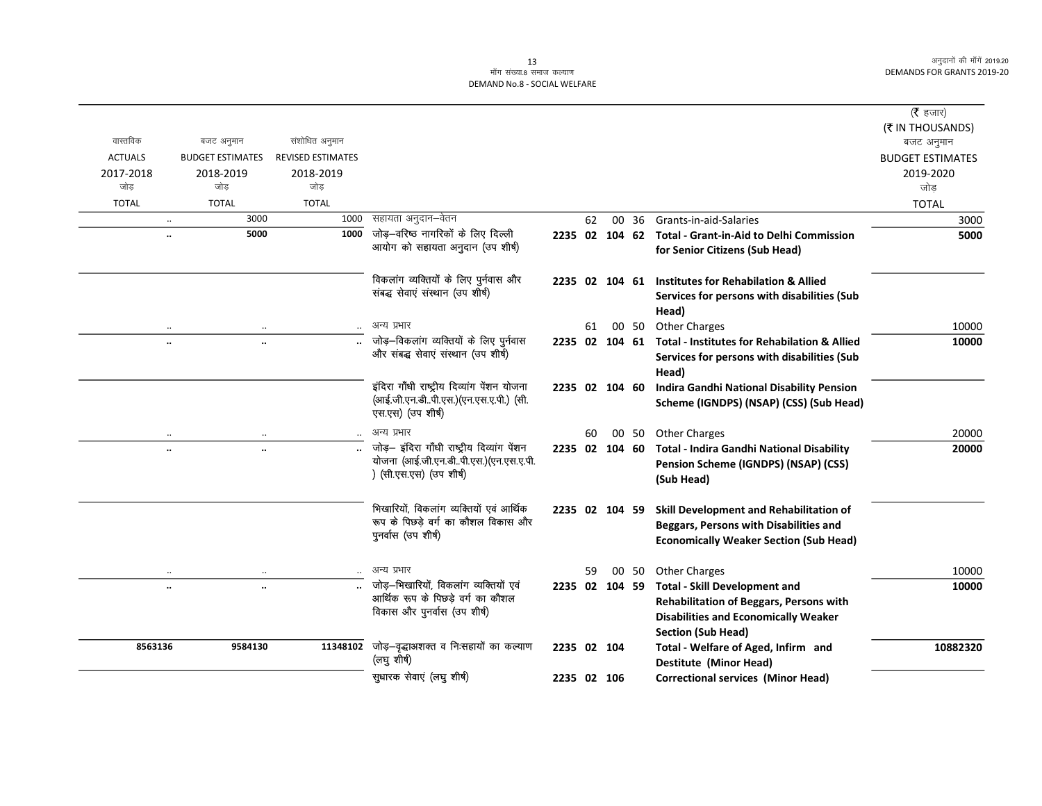मॉंग संख्या.8 समाज कल्याण
DEMAND No.8 - SOCIAL WELFARE

| वास्तविक ACTUALS 2017-2018 जोड़ TOTAL | बजट अनुमान BUDGET ESTIMATES 2018-2019 जोड़ TOTAL | संशोधित अनुमान REVISED ESTIMATES 2018-2019 जोड़ TOTAL | | | | | | | (₹ हजार) (₹ IN THOUSANDS) बजट अनुमान BUDGET ESTIMATES 2019-2020 जोड़ TOTAL |
|---|---|---|---|---|---|---|---|---|---|
| .. | 3000 | 1000 | सहायता अनुदान–वेतन | | 62 | 00 | 36 | Grants-in-aid-Salaries | 3000 |
| **..** | **5000** | **1000** | जोड़–वरिष्ठ नागरिकों के लिए दिल्ली आयोग को सहायता अनुदान (उप शीर्ष) | **2235** | **02** | **104** | **62** | **Total - Grant-in-Aid to Delhi Commission for Senior Citizens (Sub Head)** | **5000** |
| | | | विकलांग व्यक्तियों के लिए पुर्नवास और संबद्ध सेवाएं संस्थान (उप शीर्ष) | **2235** | **02** | **104** | **61** | **Institutes for Rehabilitation & Allied Services for persons with disabilities (Sub Head)** | |
| .. | .. | .. | अन्य प्रभार | | 61 | 00 | 50 | Other Charges | 10000 |
| **..** | **..** | **..** | जोड़–विकलांग व्यक्तियों के लिए पुर्नवास और संबद्ध सेवाएं संस्थान (उप शीर्ष) | **2235** | **02** | **104** | **61** | **Total - Institutes for Rehabilitation & Allied Services for persons with disabilities (Sub Head)** | **10000** |
| | | | इंदिरा गाँधी राष्ट्रीय दिव्यांग पेंशन योजना (आई.जी.एन.डी..पी.एस.)(एन.एस.ए.पी.) (सी.एस.एस) (उप शीर्ष) | **2235** | **02** | **104** | **60** | **Indira Gandhi National Disability Pension Scheme (IGNDPS) (NSAP) (CSS) (Sub Head)** | |
| .. | .. | .. | अन्य प्रभार | | 60 | 00 | 50 | Other Charges | 20000 |
| **..** | **..** | **..** | जोड़– इंदिरा गाँधी राष्ट्रीय दिव्यांग पेंशन योजना (आई.जी.एन.डी..पी.एस.)(एन.एस.ए.पी.) (सी.एस.एस) (उप शीर्ष) | **2235** | **02** | **104** | **60** | **Total - Indira Gandhi National Disability Pension Scheme (IGNDPS) (NSAP) (CSS) (Sub Head)** | **20000** |
| | | | भिखारियों, विकलांग व्यक्तियों एवं आर्थिक रूप के पिछड़े वर्ग का कौशल विकास और पुनर्वास (उप शीर्ष) | **2235** | **02** | **104** | **59** | **Skill Development and Rehabilitation of Beggars, Persons with Disabilities and Economically Weaker Section (Sub Head)** | |
| .. | .. | .. | अन्य प्रभार | | 59 | 00 | 50 | Other Charges | 10000 |
| **..** | **..** | **..** | जोड़–भिखारियों, विकलांग व्यक्तियों एवं आर्थिक रूप के पिछड़े वर्ग का कौशल विकास और पुनर्वास (उप शीर्ष) | **2235** | **02** | **104** | **59** | **Total - Skill Development and Rehabilitation of Beggars, Persons with Disabilities and Economically Weaker Section (Sub Head)** | **10000** |
| **8563136** | **9584130** | **11348102** | जोड़–वृद्धाअशक्त व निःसहायों का कल्याण (लघु शीर्ष) | **2235** | **02** | **104** | | **Total - Welfare of Aged, Infirm and Destitute (Minor Head)** | **10882320** |
| | | | सुधारक सेवाएं (लघु शीर्ष) | **2235** | **02** | **106** | | **Correctional services (Minor Head)** | |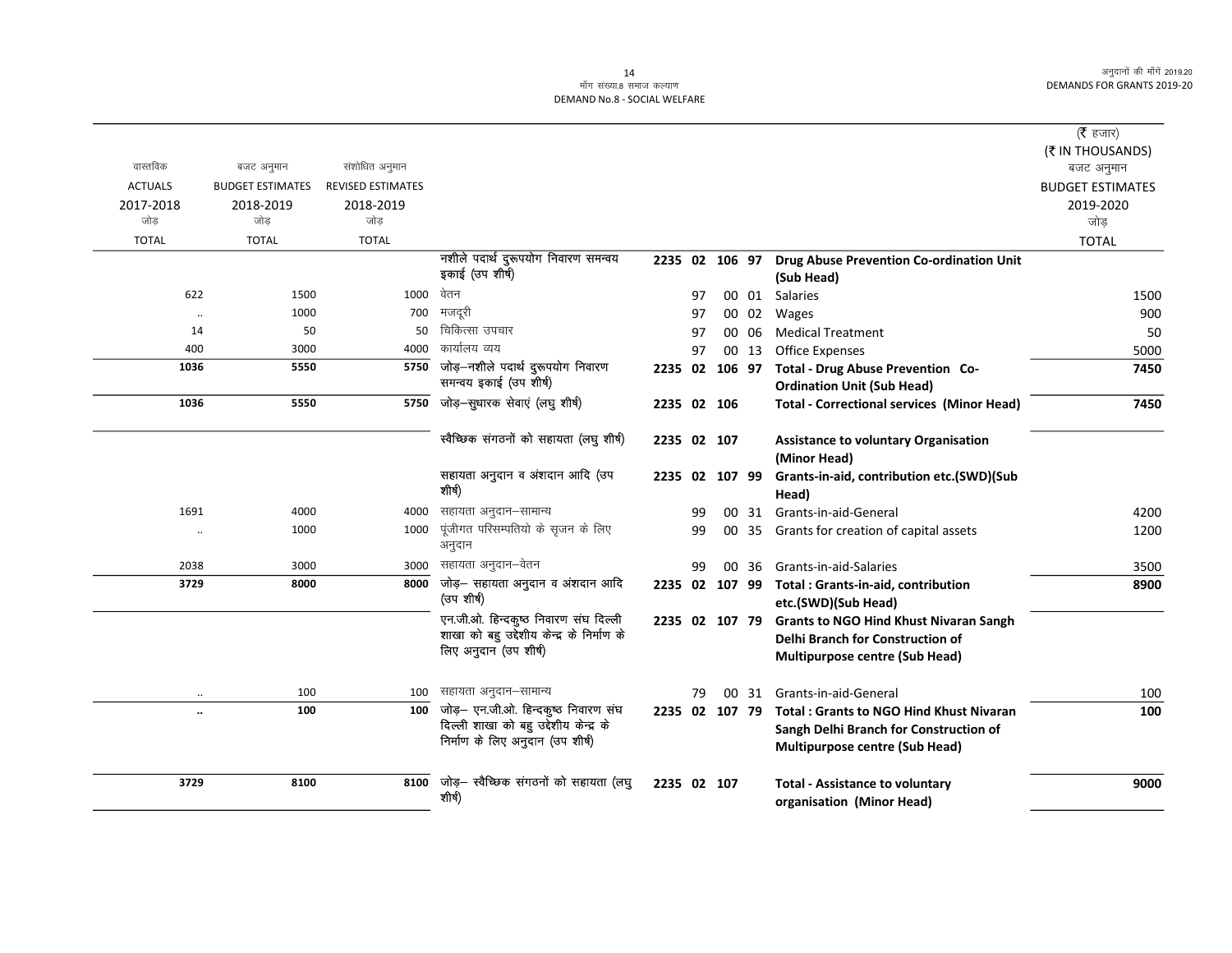| वास्तविक ACTUALS 2017-2018 जोड़ TOTAL | बजट अनुमान BUDGET ESTIMATES 2018-2019 जोड़ TOTAL | संशोधित अनुमान REVISED ESTIMATES 2018-2019 जोड़ TOTAL | | | | | | | (₹ हजार) (₹ IN THOUSANDS) बजट अनुमान BUDGET ESTIMATES 2019-2020 जोड़ TOTAL |
|---|---|---|---|---|---|---|---|---|---|
| | | | नशीले पदार्थ दुरूपयोग निवारण समन्वय इकाई (उप शीर्ष) | 2235 02 106 97 | | | | **Drug Abuse Prevention Co-ordination Unit (Sub Head)** | |
| 622 | 1500 | 1000 | वेतन | | 97 | 00 | 01 | Salaries | 1500 |
| .. | 1000 | 700 | मजदूरी | | 97 | 00 | 02 | Wages | 900 |
| 14 | 50 | 50 | चिकित्सा उपचार | | 97 | 00 | 06 | Medical Treatment | 50 |
| 400 | 3000 | 4000 | कार्यालय व्यय | | 97 | 00 | 13 | Office Expenses | 5000 |
| **1036** | **5550** | **5750** | जोड़–नशीले पदार्थ दुरूपयोग निवारण समन्वय इकाई (उप शीर्ष) | **2235 02 106 97** | | | | **Total - Drug Abuse Prevention Co-Ordination Unit (Sub Head)** | **7450** |
| **1036** | **5550** | **5750** | जोड़–सुधारक सेवाएं (लघु शीर्ष) | **2235 02 106** | | | | **Total - Correctional services (Minor Head)** | **7450** |
| | | | स्वैच्छिक संगठनों को सहायता (लघु शीर्ष) | **2235 02 107** | | | | **Assistance to voluntary Organisation (Minor Head)** | |
| | | | सहायता अनुदान व अंशदान आदि (उप शीर्ष) | **2235 02 107 99** | | | | **Grants-in-aid, contribution etc.(SWD)(Sub Head)** | |
| 1691 | 4000 | 4000 | सहायता अनुदान–सामान्य | | 99 | 00 | 31 | Grants-in-aid-General | 4200 |
| .. | 1000 | 1000 | पूंजीगत परिसम्पतियो के सृजन के लिए अनुदान | | 99 | 00 | 35 | Grants for creation of capital assets | 1200 |
| 2038 | 3000 | 3000 | सहायता अनुदान–वेतन | | 99 | 00 | 36 | Grants-in-aid-Salaries | 3500 |
| **3729** | **8000** | **8000** | जोड़– सहायता अनुदान व अंशदान आदि (उप शीर्ष) | **2235 02 107 99** | | | | **Total : Grants-in-aid, contribution etc.(SWD)(Sub Head)** | **8900** |
| | | | एन.जी.ओ. हिन्दकुष्ठ निवारण संघ दिल्ली शाखा को बहु उद्देशीय केन्द्र के निर्माण के लिए अनुदान (उप शीर्ष) | **2235 02 107 79** | | | | **Grants to NGO Hind Khust Nivaran Sangh Delhi Branch for Construction of Multipurpose centre (Sub Head)** | |
| .. | 100 | 100 | सहायता अनुदान–सामान्य | | 79 | 00 | 31 | Grants-in-aid-General | 100 |
| **..** | **100** | **100** | जोड़– एन.जी.ओ. हिन्दकुष्ठ निवारण संघ दिल्ली शाखा को बहु उद्देशीय केन्द्र के निर्माण के लिए अनुदान (उप शीर्ष) | **2235 02 107 79** | | | | **Total : Grants to NGO Hind Khust Nivaran Sangh Delhi Branch for Construction of Multipurpose centre (Sub Head)** | **100** |
| **3729** | **8100** | **8100** | जोड़– स्वैच्छिक संगठनों को सहायता (लघु शीर्ष) | **2235 02 107** | | | | **Total - Assistance to voluntary organisation (Minor Head)** | **9000** |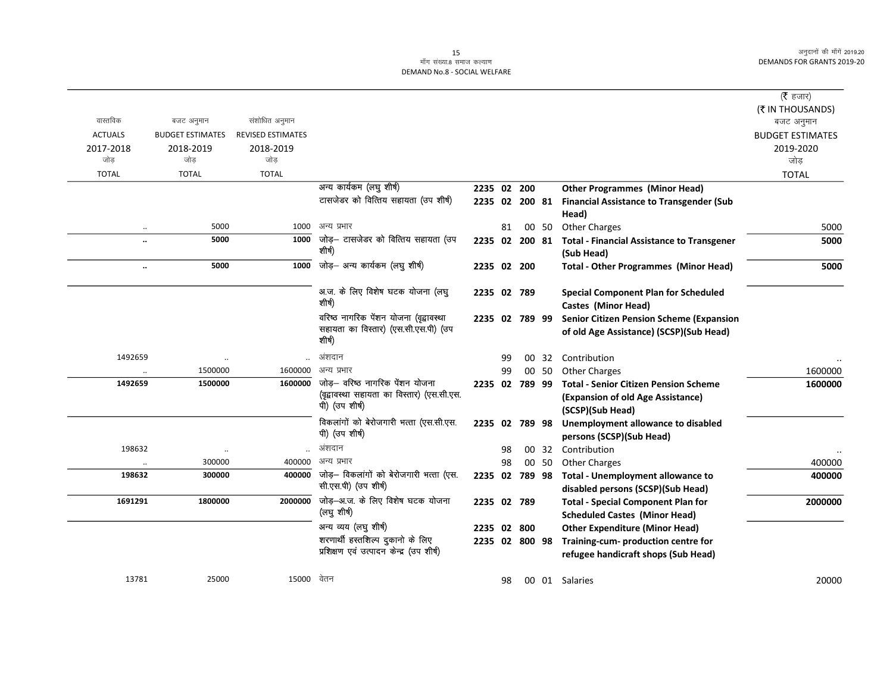माँग संख्या.8 समाज कल्याण
DEMAND No.8 - SOCIAL WELFARE

| वास्तविक ACTUALS 2017-2018 जोड़ TOTAL | बजट अनुमान BUDGET ESTIMATES 2018-2019 जोड़ TOTAL | संशोधित अनुमान REVISED ESTIMATES 2018-2019 जोड़ TOTAL | | | | | | | (₹ हजार) (₹ IN THOUSANDS) बजट अनुमान BUDGET ESTIMATES 2019-2020 जोड़ TOTAL |
|---|---|---|---|---|---|---|---|---|---|
| | | | अन्य कार्यक्रम (लघु शीर्ष) | 2235 | 02 | 200 | | **Other Programmes (Minor Head)** | |
| | | | टासजेंडर को वित्तिय सहायता (उप शीर्ष) | 2235 | 02 | 200 | 81 | **Financial Assistance to Transgender (Sub Head)** | |
| .. | 5000 | 1000 | अन्य प्रभार | | 81 | 00 | 50 | Other Charges | 5000 |
| **..** | **5000** | **1000** | जोड़– टासजेंडर को वित्तिय सहायता (उप शीर्ष) | **2235** | **02** | **200** | **81** | **Total - Financial Assistance to Transgener (Sub Head)** | **5000** |
| **..** | **5000** | **1000** | जोड़– अन्य कार्यकम (लघु शीर्ष) | **2235** | **02** | **200** | | **Total - Other Programmes (Minor Head)** | **5000** |
| | | | अ.ज. के लिए विशेष घटक योजना (लघु शीर्ष) | **2235** | **02** | **789** | | **Special Component Plan for Scheduled Castes (Minor Head)** | |
| | | | वरिष्ठ नागरिक पेंशन योजना (वृद्वावस्था सहायता का विस्तार) (एस.सी.एस.पी) (उप शीर्ष) | **2235** | **02** | **789** | **99** | **Senior Citizen Pension Scheme (Expansion of old Age Assistance) (SCSP)(Sub Head)** | |
| 1492659 | .. | .. | अंशदान | | 99 | 00 | 32 | Contribution | .. |
| .. | 1500000 | 1600000 | अन्य प्रभार | | 99 | 00 | 50 | Other Charges | 1600000 |
| **1492659** | **1500000** | **1600000** | जोड़– वरिष्ठ नागरिक पेंशन योजना (वृद्वावस्था सहायता का विस्तार) (एस.सी.एस.पी) (उप शीर्ष) | **2235** | **02** | **789** | **99** | **Total - Senior Citizen Pension Scheme (Expansion of old Age Assistance) (SCSP)(Sub Head)** | **1600000** |
| | | | विकलांगों को बेरोजगारी भत्ता (एस.सी.एस.पी) (उप शीर्ष) | **2235** | **02** | **789** | **98** | **Unemployment allowance to disabled persons (SCSP)(Sub Head)** | |
| 198632 | .. | .. | अंशदान | | 98 | 00 | 32 | Contribution | .. |
| .. | 300000 | 400000 | अन्य प्रभार | | 98 | 00 | 50 | Other Charges | 400000 |
| **198632** | **300000** | **400000** | जोड़– विकलांगों को बेरोजगारी भत्ता (एस.सी.एस.पी) (उप शीर्ष) | **2235** | **02** | **789** | **98** | **Total - Unemployment allowance to disabled persons (SCSP)(Sub Head)** | **400000** |
| **1691291** | **1800000** | **2000000** | जोड़–अ.ज. के लिए विशेष घटक योजना (लघु शीर्ष) | **2235** | **02** | **789** | | **Total - Special Component Plan for Scheduled Castes (Minor Head)** | **2000000** |
| | | | अन्य व्यय (लघु शीर्ष) | **2235** | **02** | **800** | | **Other Expenditure (Minor Head)** | |
| | | | शरणार्थी हस्तशिल्प दुकानो के लिए प्रशिक्षण एवं उत्पादन केन्द्र (उप शीर्ष) | **2235** | **02** | **800** | **98** | **Training-cum- production centre for refugee handicraft shops (Sub Head)** | |
| 13781 | 25000 | 15000 | वेतन | | 98 | 00 | 01 | Salaries | 20000 |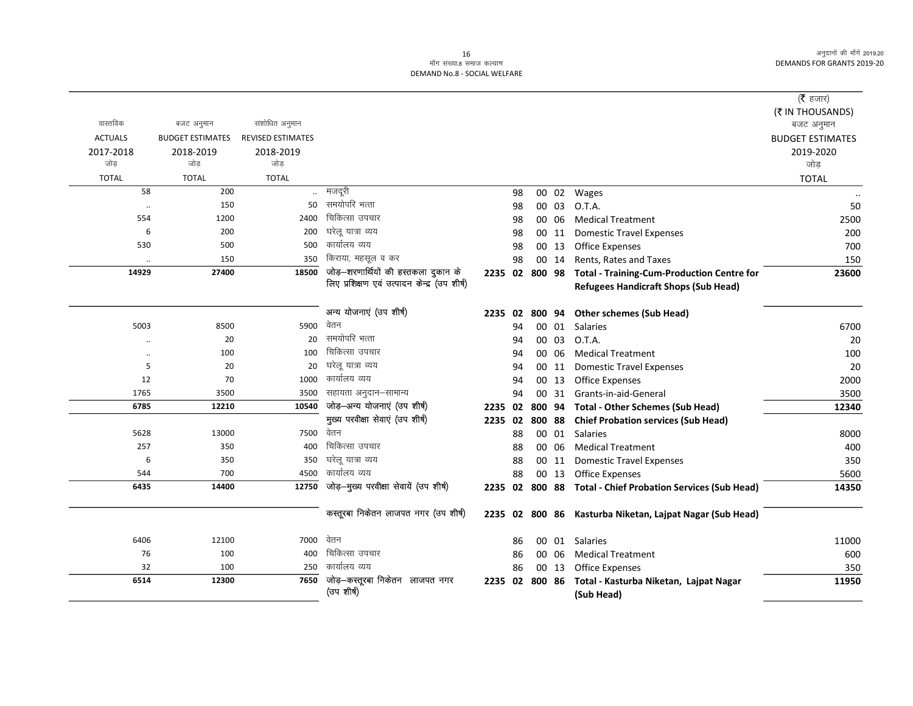मॉंग संख्या.8 समाज कल्याण
DEMAND No.8 - SOCIAL WELFARE

(₹ हजार)
(₹ IN THOUSANDS)

| वास्तविक ACTUALS 2017-2018 जोड़ TOTAL | बजट अनुमान BUDGET ESTIMATES 2018-2019 जोड़ TOTAL | संशोधित अनुमान REVISED ESTIMATES 2018-2019 जोड़ TOTAL | | | | | | | | बजट अनुमान BUDGET ESTIMATES 2019-2020 जोड़ TOTAL |
|---|---|---|---|---|---|---|---|---|---|---|
| 58 | 200 | .. | मजदूरी | | | 98 | 00 | 02 | Wages | .. |
| .. | 150 | 50 | समयोपरि भत्ता | | | 98 | 00 | 03 | O.T.A. | 50 |
| 554 | 1200 | 2400 | चिकित्सा उपचार | | | 98 | 00 | 06 | Medical Treatment | 2500 |
| 6 | 200 | 200 | घरेलू यात्रा व्यय | | | 98 | 00 | 11 | Domestic Travel Expenses | 200 |
| 530 | 500 | 500 | कार्यालय व्यय | | | 98 | 00 | 13 | Office Expenses | 700 |
| .. | 150 | 350 | किराया, महसूल व कर | | | 98 | 00 | 14 | Rents, Rates and Taxes | 150 |
| **14929** | **27400** | **18500** | **जोड़–शरणार्थियों की हस्तकला दुकान के लिए प्रशिक्षण एवं उत्पादन केन्द्र (उप शीर्ष)** | **2235** | **02** | **800** | **98** | | **Total - Training-Cum-Production Centre for Refugees Handicraft Shops (Sub Head)** | **23600** |
| | | | अन्य योजनाएं (उप शीर्ष) | **2235** | **02** | **800** | **94** | | **Other schemes (Sub Head)** | |
| 5003 | 8500 | 5900 | वेतन | | | 94 | 00 | 01 | Salaries | 6700 |
| .. | 20 | 20 | समयोपरि भत्ता | | | 94 | 00 | 03 | O.T.A. | 20 |
| .. | 100 | 100 | चिकित्सा उपचार | | | 94 | 00 | 06 | Medical Treatment | 100 |
| 5 | 20 | 20 | घरेलू यात्रा व्यय | | | 94 | 00 | 11 | Domestic Travel Expenses | 20 |
| 12 | 70 | 1000 | कार्यालय व्यय | | | 94 | 00 | 13 | Office Expenses | 2000 |
| 1765 | 3500 | 3500 | सहायता अनुदान–सामान्य | | | 94 | 00 | 31 | Grants-in-aid-General | 3500 |
| **6785** | **12210** | **10540** | **जोड़–अन्य योजनाएं (उप शीर्ष)** | **2235** | **02** | **800** | **94** | | **Total - Other Schemes (Sub Head)** | **12340** |
| | | | मुख्य परवीक्षा सेवाएं (उप शीर्ष) | **2235** | **02** | **800** | **88** | | **Chief Probation services (Sub Head)** | |
| 5628 | 13000 | 7500 | वेतन | | | 88 | 00 | 01 | Salaries | 8000 |
| 257 | 350 | 400 | चिकित्सा उपचार | | | 88 | 00 | 06 | Medical Treatment | 400 |
| 6 | 350 | 350 | घरेलू यात्रा व्यय | | | 88 | 00 | 11 | Domestic Travel Expenses | 350 |
| 544 | 700 | 4500 | कार्यालय व्यय | | | 88 | 00 | 13 | Office Expenses | 5600 |
| **6435** | **14400** | **12750** | **जोड़–मुख्य परवीक्षा सेवायें (उप शीर्ष)** | **2235** | **02** | **800** | **88** | | **Total - Chief Probation Services (Sub Head)** | **14350** |
| | | | कस्तूरबा निकेतन लाजपत नगर (उप शीर्ष) | **2235** | **02** | **800** | **86** | | **Kasturba Niketan, Lajpat Nagar (Sub Head)** | |
| 6406 | 12100 | 7000 | वेतन | | | 86 | 00 | 01 | Salaries | 11000 |
| 76 | 100 | 400 | चिकित्सा उपचार | | | 86 | 00 | 06 | Medical Treatment | 600 |
| 32 | 100 | 250 | कार्यालय व्यय | | | 86 | 00 | 13 | Office Expenses | 350 |
| **6514** | **12300** | **7650** | **जोड़–कस्तूरबा निकेतन लाजपत नगर (उप शीर्ष)** | **2235** | **02** | **800** | **86** | | **Total - Kasturba Niketan, Lajpat Nagar (Sub Head)** | **11950** |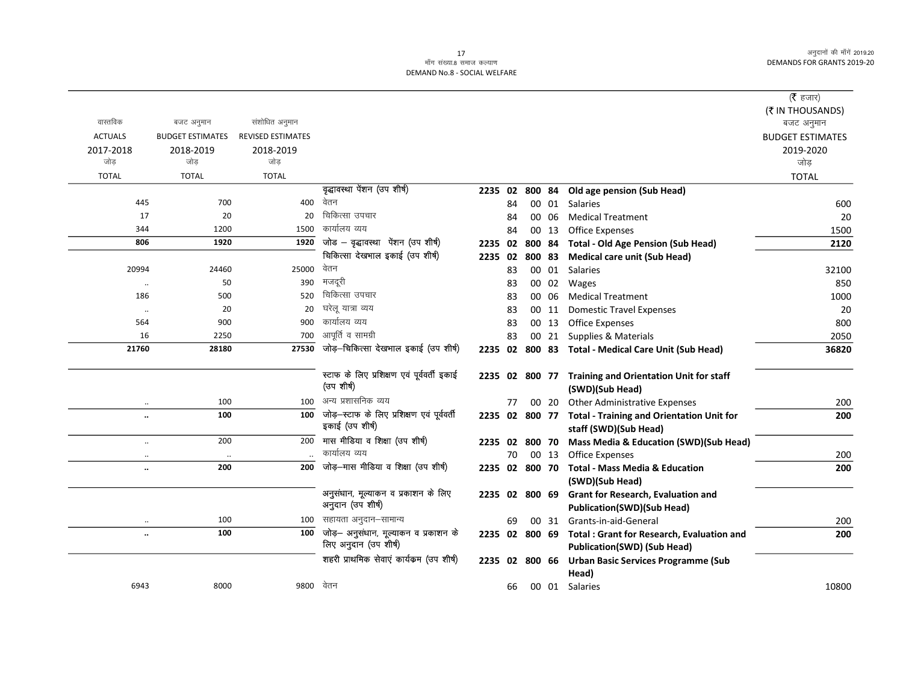DEMAND No.8 - SOCIAL WELFARE

माँग संख्या.8 समाज कल्याण

(₹ हजार)
(₹ IN THOUSANDS)

| वास्तविक ACTUALS 2017-2018 जोड़ TOTAL | बजट अनुमान BUDGET ESTIMATES 2018-2019 जोड़ TOTAL | संशोधित अनुमान REVISED ESTIMATES 2018-2019 जोड़ TOTAL | | | | | | | बजट अनुमान BUDGET ESTIMATES 2019-2020 जोड़ TOTAL |
|---|---|---|---|---|---|---|---|---|---|
| | | | वृद्धावस्था पेंशन (उप शीर्ष) | 2235 | 02 | 800 | 84 | **Old age pension (Sub Head)** | |
| 445 | 700 | 400 | वेतन | | 84 | 00 | 01 | Salaries | 600 |
| 17 | 20 | 20 | चिकित्सा उपचार | | 84 | 00 | 06 | Medical Treatment | 20 |
| 344 | 1200 | 1500 | कार्यालय व्यय | | 84 | 00 | 13 | Office Expenses | 1500 |
| **806** | **1920** | **1920** | जोड – वृद्धावस्था पेंशन (उप शीर्ष) | 2235 | 02 | 800 | 84 | **Total - Old Age Pension (Sub Head)** | **2120** |
| | | | चिकित्सा देखभाल इकाई (उप शीर्ष) | 2235 | 02 | 800 | 83 | **Medical care unit (Sub Head)** | |
| 20994 | 24460 | 25000 | वेतन | | 83 | 00 | 01 | Salaries | 32100 |
| .. | 50 | 390 | मजदूरी | | 83 | 00 | 02 | Wages | 850 |
| 186 | 500 | 520 | चिकित्सा उपचार | | 83 | 00 | 06 | Medical Treatment | 1000 |
| .. | 20 | 20 | घरेलू यात्रा व्यय | | 83 | 00 | 11 | Domestic Travel Expenses | 20 |
| 564 | 900 | 900 | कार्यालय व्यय | | 83 | 00 | 13 | Office Expenses | 800 |
| 16 | 2250 | 700 | आपूर्ति व सामग्री | | 83 | 00 | 21 | Supplies & Materials | 2050 |
| **21760** | **28180** | **27530** | जोड़–चिकित्सा देखभाल इकाई (उप शीर्ष) | 2235 | 02 | 800 | 83 | **Total - Medical Care Unit (Sub Head)** | **36820** |
| | | | स्टाफ के लिए प्रशिक्षण एवं पूर्ववर्ती इकाई (उप शीर्ष) | 2235 | 02 | 800 | 77 | **Training and Orientation Unit for staff (SWD)(Sub Head)** | |
| .. | 100 | 100 | अन्य प्रशासनिक व्यय | | 77 | 00 | 20 | Other Administrative Expenses | 200 |
| **..** | **100** | **100** | जोड़–स्टाफ के लिए प्रशिक्षण एवं पूर्ववर्ती इकाई (उप शीर्ष) | 2235 | 02 | 800 | 77 | **Total - Training and Orientation Unit for staff (SWD)(Sub Head)** | **200** |
| .. | 200 | 200 | मास मीडिया व शिक्षा (उप शीर्ष) | 2235 | 02 | 800 | 70 | **Mass Media & Education (SWD)(Sub Head)** | |
| .. | .. | .. | कार्यालय व्यय | | 70 | 00 | 13 | Office Expenses | 200 |
| **..** | **200** | **200** | जोड़–मास मीडिया व शिक्षा (उप शीर्ष) | 2235 | 02 | 800 | 70 | **Total - Mass Media & Education (SWD)(Sub Head)** | **200** |
| | | | अनुसंधान, मूल्याकन व प्रकाशन के लिए अनुदान (उप शीर्ष) | 2235 | 02 | 800 | 69 | **Grant for Research, Evaluation and Publication(SWD)(Sub Head)** | |
| .. | 100 | 100 | सहायता अनुदान–सामान्य | | 69 | 00 | 31 | Grants-in-aid-General | 200 |
| **..** | **100** | **100** | जोड़– अनुसंधान, मूल्याकन व प्रकाशन के लिए अनुदान (उप शीर्ष) | 2235 | 02 | 800 | 69 | **Total : Grant for Research, Evaluation and Publication(SWD) (Sub Head)** | **200** |
| | | | शहरी प्राथमिक सेवाएं कार्यक्रम (उप शीर्ष) | 2235 | 02 | 800 | 66 | **Urban Basic Services Programme (Sub Head)** | |
| 6943 | 8000 | 9800 | वेतन | | 66 | 00 | 01 | Salaries | 10800 |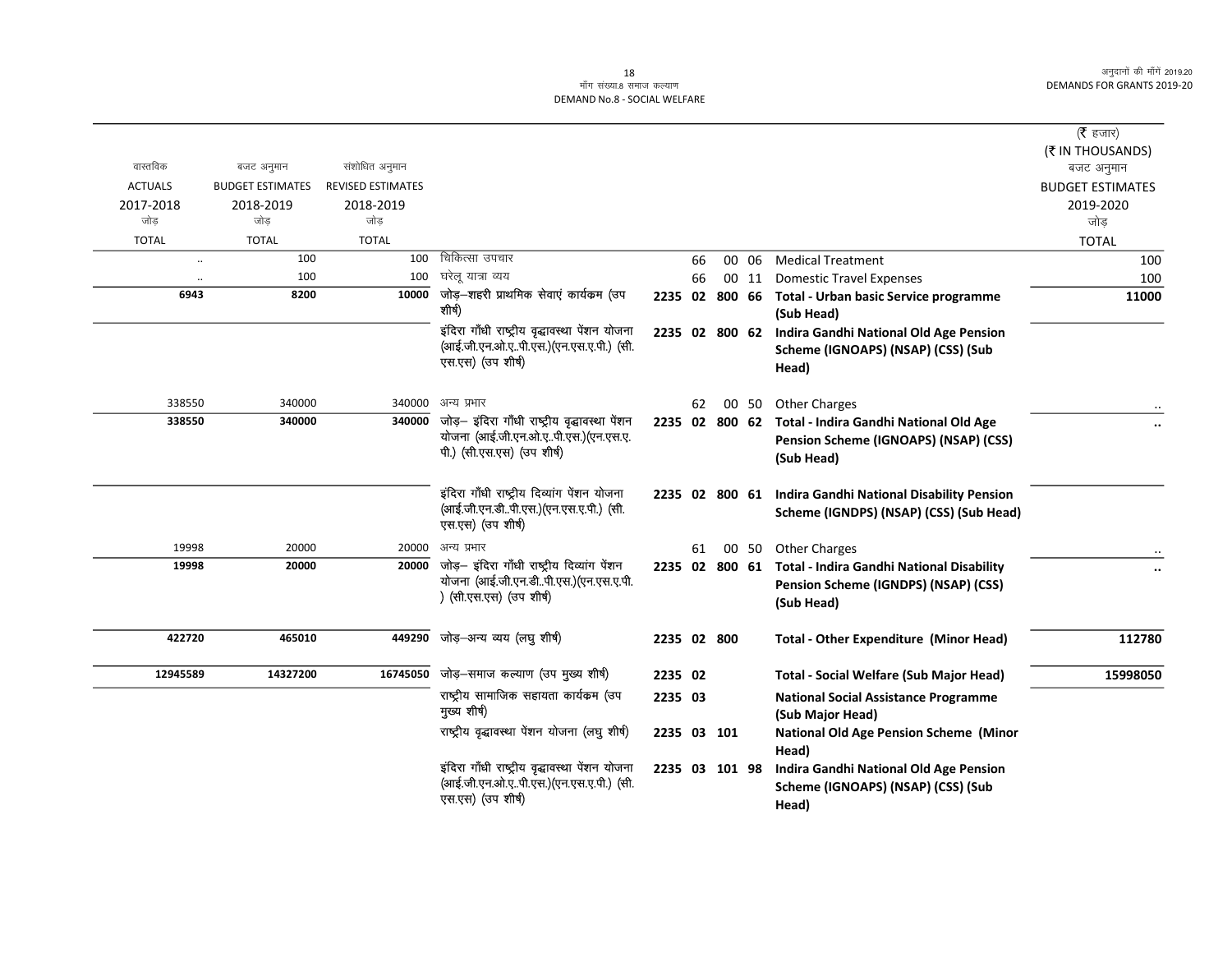मॉंग संख्या.8 समाज कल्याण
DEMAND No.8 - SOCIAL WELFARE

(₹ हजार)
(₹ IN THOUSANDS)

| वास्तविक ACTUALS 2017-2018 जोड़ TOTAL | बजट अनुमान BUDGET ESTIMATES 2018-2019 जोड़ TOTAL | संशोधित अनुमान REVISED ESTIMATES 2018-2019 जोड़ TOTAL | | | | | | | बजट अनुमान BUDGET ESTIMATES 2019-2020 जोड़ TOTAL |
|---|---|---|---|---|---|---|---|---|---|
| .. | 100 | 100 | चिकित्सा उपचार | | | 66 | 00 06 | Medical Treatment | 100 |
| .. | 100 | 100 | घरेलू यात्रा व्यय | | | 66 | 00 11 | Domestic Travel Expenses | 100 |
| **6943** | **8200** | **10000** | **जोड़–शहरी प्राथमिक सेवाएं कार्यक्रम (उप शीर्ष)** | **2235** | **02** | **800** | **66** | **Total - Urban basic Service programme (Sub Head)** | **11000** |
| | | | **इंदिरा गाँधी राष्ट्रीय वृद्धावस्था पेंशन योजना (आई.जी.एन.ओ.ए..पी.एस.)(एन.एस.ए.पी.) (सी.एस.एस) (उप शीर्ष)** | **2235** | **02** | **800** | **62** | **Indira Gandhi National Old Age Pension Scheme (IGNOAPS) (NSAP) (CSS) (Sub Head)** | |
| 338550 | 340000 | 340000 | अन्य प्रभार | | | 62 | 00 50 | Other Charges | .. |
| **338550** | **340000** | **340000** | **जोड़– इंदिरा गाँधी राष्ट्रीय वृद्धावस्था पेंशन योजना (आई.जी.एन.ओ.ए..पी.एस.)(एन.एस.ए.पी.) (सी.एस.एस) (उप शीर्ष)** | **2235** | **02** | **800** | **62** | **Total - Indira Gandhi National Old Age Pension Scheme (IGNOAPS) (NSAP) (CSS) (Sub Head)** | **..** |
| | | | **इंदिरा गाँधी राष्ट्रीय दिव्यांग पेंशन योजना (आई.जी.एन.डी..पी.एस.)(एन.एस.ए.पी.) (सी.एस.एस) (उप शीर्ष)** | **2235** | **02** | **800** | **61** | **Indira Gandhi National Disability Pension Scheme (IGNDPS) (NSAP) (CSS) (Sub Head)** | |
| 19998 | 20000 | 20000 | अन्य प्रभार | | | 61 | 00 50 | Other Charges | .. |
| **19998** | **20000** | **20000** | **जोड़– इंदिरा गाँधी राष्ट्रीय दिव्यांग पेंशन योजना (आई.जी.एन.डी..पी.एस.)(एन.एस.ए.पी.) (सी.एस.एस) (उप शीर्ष)** | **2235** | **02** | **800** | **61** | **Total - Indira Gandhi National Disability Pension Scheme (IGNDPS) (NSAP) (CSS) (Sub Head)** | **..** |
| **422720** | **465010** | **449290** | **जोड़–अन्य व्यय (लघु शीर्ष)** | **2235** | **02** | **800** | | **Total - Other Expenditure (Minor Head)** | **112780** |
| **12945589** | **14327200** | **16745050** | **जोड़–समाज कल्याण (उप मुख्य शीर्ष)** | **2235** | **02** | | | **Total - Social Welfare (Sub Major Head)** | **15998050** |
| | | | **राष्ट्रीय सामाजिक सहायता कार्यक्रम (उप मुख्य शीर्ष)** | **2235** | **03** | | | **National Social Assistance Programme (Sub Major Head)** | |
| | | | **राष्ट्रीय वृद्धावस्था पेंशन योजना (लघु शीर्ष)** | **2235** | **03** | **101** | | **National Old Age Pension Scheme (Minor Head)** | |
| | | | **इंदिरा गाँधी राष्ट्रीय वृद्धावस्था पेंशन योजना (आई.जी.एन.ओ.ए..पी.एस.)(एन.एस.ए.पी.) (सी.एस.एस) (उप शीर्ष)** | **2235** | **03** | **101** | **98** | **Indira Gandhi National Old Age Pension Scheme (IGNOAPS) (NSAP) (CSS) (Sub Head)** | |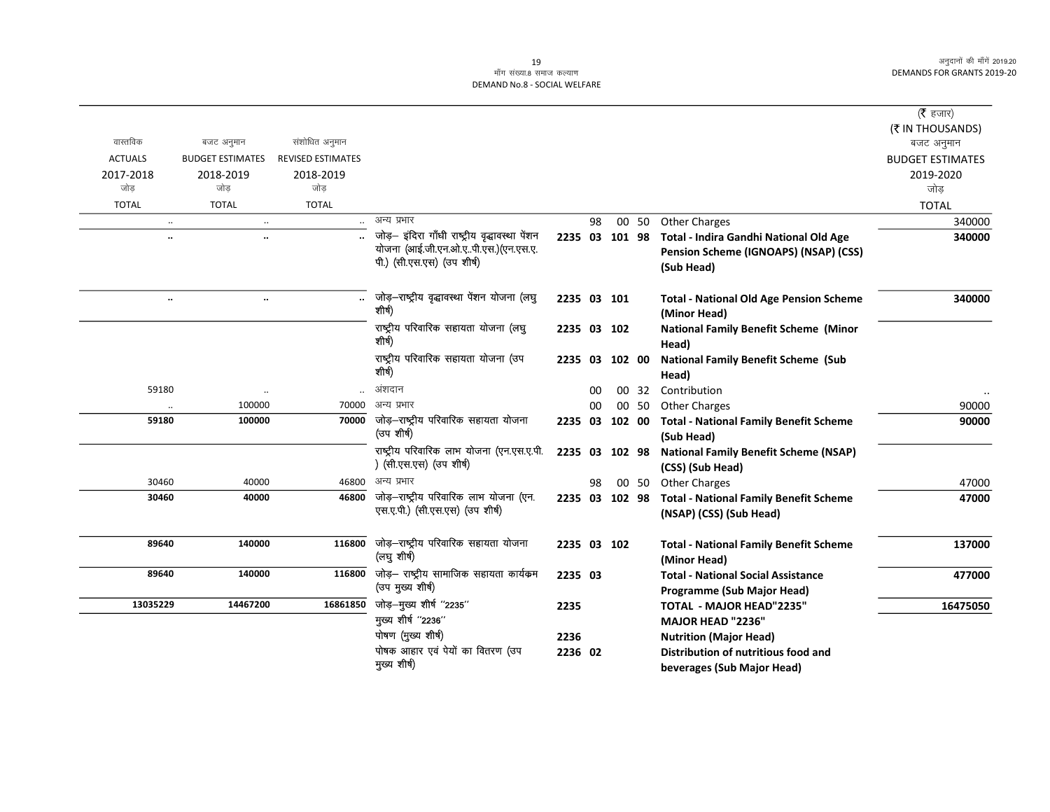अनुदानों की माँगें 2019.20
DEMANDS FOR GRANTS 2019-20

माँग संख्या.8 समाज कल्याण
DEMAND No.8 - SOCIAL WELFARE

| वास्तविक ACTUALS 2017-2018 जोड़ TOTAL | बजट अनुमान BUDGET ESTIMATES 2018-2019 जोड़ TOTAL | संशोधित अनुमान REVISED ESTIMATES 2018-2019 जोड़ TOTAL | | | | | | | (₹ हजार) (₹ IN THOUSANDS) बजट अनुमान BUDGET ESTIMATES 2019-2020 जोड़ TOTAL |
|---|---|---|---|---|---|---|---|---|---|
| .. | .. | .. | अन्य प्रभार | | 98 | 00 | 50 | Other Charges | 340000 |
| **..** | **..** | **..** | जोड़– इंदिरा गाँधी राष्ट्रीय वृद्धावस्था पेंशन योजना (आई.जी.एन.ओ.ए..पी.एस.)(एन.एस.ए.पी.) (सी.एस.एस) (उप शीर्ष) | **2235 03** | **101** | **98** | | **Total - Indira Gandhi National Old Age Pension Scheme (IGNOAPS) (NSAP) (CSS) (Sub Head)** | **340000** |
| **..** | **..** | **..** | जोड़–राष्ट्रीय वृद्धावस्था पेंशन योजना (लघु शीर्ष) | **2235 03** | **101** | | | **Total - National Old Age Pension Scheme (Minor Head)** | **340000** |
| | | | राष्ट्रीय परिवारिक सहायता योजना (लघु शीर्ष) | **2235 03** | **102** | | | **National Family Benefit Scheme (Minor Head)** | |
| | | | राष्ट्रीय परिवारिक सहायता योजना (उप शीर्ष) | **2235 03** | **102** | **00** | | **National Family Benefit Scheme (Sub Head)** | |
| 59180 | .. | .. | अंशदान | | 00 | 00 | 32 | Contribution | .. |
| .. | 100000 | 70000 | अन्य प्रभार | | 00 | 00 | 50 | Other Charges | 90000 |
| **59180** | **100000** | **70000** | जोड़–राष्ट्रीय परिवारिक सहायता योजना (उप शीर्ष) | **2235 03** | **102** | **00** | | **Total - National Family Benefit Scheme (Sub Head)** | **90000** |
| | | | राष्ट्रीय परिवारिक लाभ योजना (एन.एस.ए.पी.) (सी.एस.एस) (उप शीर्ष) | **2235 03** | **102** | **98** | | **National Family Benefit Scheme (NSAP) (CSS) (Sub Head)** | |
| 30460 | 40000 | 46800 | अन्य प्रभार | | 98 | 00 | 50 | Other Charges | 47000 |
| **30460** | **40000** | **46800** | जोड़–राष्ट्रीय परिवारिक लाभ योजना (एन.एस.ए.पी.) (सी.एस.एस) (उप शीर्ष) | **2235 03** | **102** | **98** | | **Total - National Family Benefit Scheme (NSAP) (CSS) (Sub Head)** | **47000** |
| **89640** | **140000** | **116800** | जोड़–राष्ट्रीय परिवारिक सहायता योजना (लघु शीर्ष) | **2235 03** | **102** | | | **Total - National Family Benefit Scheme (Minor Head)** | **137000** |
| **89640** | **140000** | **116800** | जोड़– राष्ट्रीय सामाजिक सहायता कार्यक्रम (उप मुख्य शीर्ष) | **2235 03** | | | | **Total - National Social Assistance Programme (Sub Major Head)** | **477000** |
| **13035229** | **14467200** | **16861850** | जोड़–मुख्य शीर्ष "2235" | **2235** | | | | **TOTAL - MAJOR HEAD"2235"** | **16475050** |
| | | | मुख्य शीर्ष "2236" | | | | | **MAJOR HEAD "2236"** | |
| | | | पोषण (मुख्य शीर्ष) | **2236** | | | | **Nutrition (Major Head)** | |
| | | | पोषक आहार एवं पेयों का वितरण (उप मुख्य शीर्ष) | **2236 02** | | | | **Distribution of nutritious food and beverages (Sub Major Head)** | |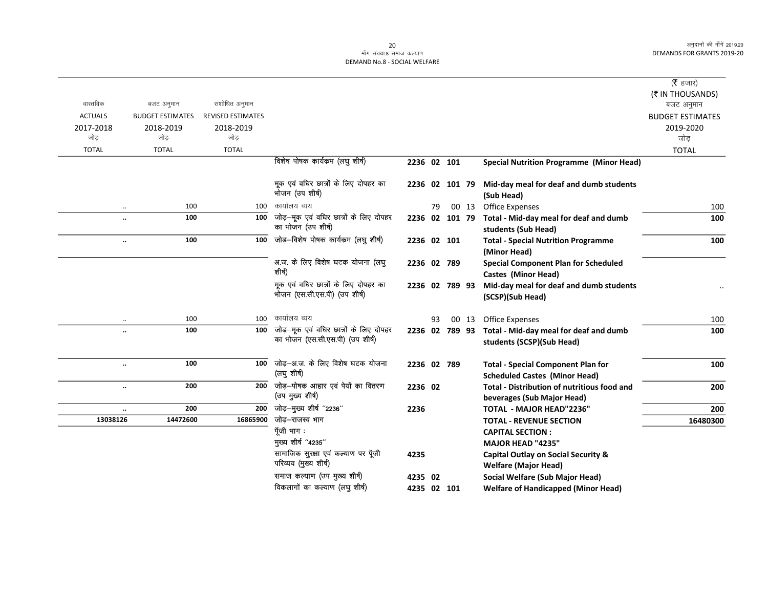माँग संख्या.8 समाज कल्याण
DEMAND No.8 - SOCIAL WELFARE

| वास्तविक ACTUALS 2017-2018 जोड़ TOTAL | बजट अनुमान BUDGET ESTIMATES 2018-2019 जोड़ TOTAL | संशोधित अनुमान REVISED ESTIMATES 2018-2019 जोड़ TOTAL | | | | | | (₹ हजार) (₹ IN THOUSANDS) बजट अनुमान BUDGET ESTIMATES 2019-2020 जोड़ TOTAL |
|---|---|---|---|---|---|---|---|---|
| | | | विशेष पोषक कार्यक्रम (लघु शीर्ष) | 2236 02 101 | | | **Special Nutrition Programme (Minor Head)** | |
| | | | मूक एवं वधिर छात्रों के लिए दोपहर का भोजन (उप शीर्ष) | 2236 02 101 79 | | | **Mid-day meal for deaf and dumb students (Sub Head)** | |
| .. | 100 | 100 | कार्यालय व्यय | 79 | 00 | 13 | Office Expenses | 100 |
| **..** | **100** | **100** | जोड़–मूक एवं वधिर छात्रों के लिए दोपहर का भोजन (उप शीर्ष) | 2236 02 101 79 | | | **Total - Mid-day meal for deaf and dumb students (Sub Head)** | **100** |
| **..** | **100** | **100** | जोड़–विशेष पोषक कार्यक्रम (लघु शीर्ष) | 2236 02 101 | | | **Total - Special Nutrition Programme (Minor Head)** | **100** |
| | | | अ.ज. के लिए विशेष घटक योजना (लघु शीर्ष) | 2236 02 789 | | | **Special Component Plan for Scheduled Castes (Minor Head)** | |
| | | | मूक एवं वधिर छात्रों के लिए दोपहर का भोजन (एस.सी.एस.पी) (उप शीर्ष) | 2236 02 789 93 | | | **Mid-day meal for deaf and dumb students (SCSP)(Sub Head)** | .. |
| .. | 100 | 100 | कार्यालय व्यय | 93 | 00 | 13 | Office Expenses | 100 |
| **..** | **100** | **100** | जोड़–मूक एवं वधिर छात्रों के लिए दोपहर का भोजन (एस.सी.एस.पी) (उप शीर्ष) | 2236 02 789 93 | | | **Total - Mid-day meal for deaf and dumb students (SCSP)(Sub Head)** | **100** |
| **..** | **100** | **100** | जोड़–अ.ज. के लिए विशेष घटक योजना (लघु शीर्ष) | 2236 02 789 | | | **Total - Special Component Plan for Scheduled Castes (Minor Head)** | **100** |
| **..** | **200** | **200** | जोड़–पोषक आहार एवं पेयों का वितरण (उप मुख्य शीर्ष) | 2236 02 | | | **Total - Distribution of nutritious food and beverages (Sub Major Head)** | **200** |
| **..** | **200** | **200** | जोड़–मुख्य शीर्ष "2236" | 2236 | | | **TOTAL - MAJOR HEAD"2236"** | **200** |
| **13038126** | **14472600** | **16865900** | जोड़–राजस्व भाग | | | | **TOTAL - REVENUE SECTION** | **16480300** |
| | | | पूँजी भाग : | | | | **CAPITAL SECTION :** | |
| | | | मुख्य शीर्ष "4235" | | | | **MAJOR HEAD "4235"** | |
| | | | सामाजिक सुरक्षा एवं कल्याण पर पूँजी परिव्यय (मुख्य शीर्ष) | 4235 | | | **Capital Outlay on Social Security & Welfare (Major Head)** | |
| | | | समाज कल्याण (उप मुख्य शीर्ष) | 4235 02 | | | **Social Welfare (Sub Major Head)** | |
| | | | विकलागों का कल्याण (लघु शीर्ष) | 4235 02 101 | | | **Welfare of Handicapped (Minor Head)** | |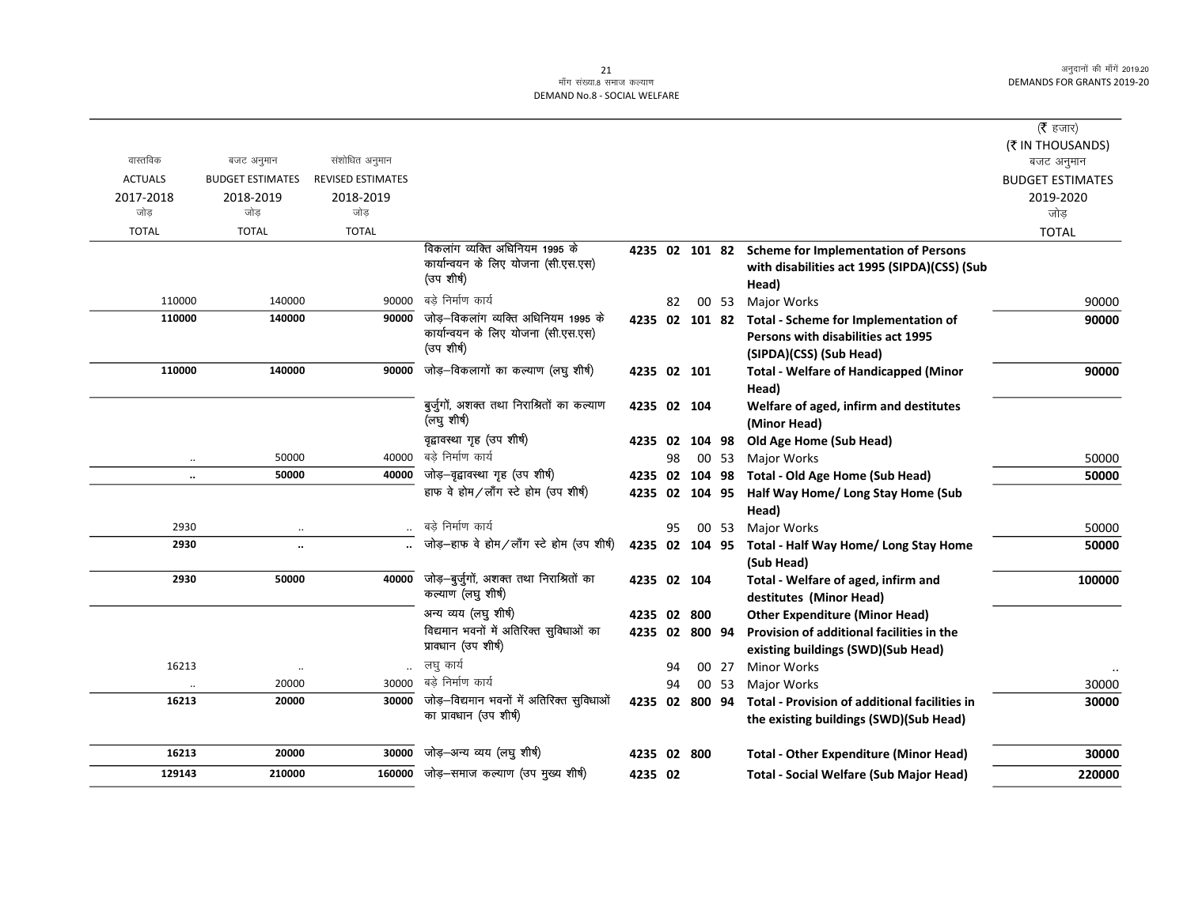| वास्तविक ACTUALS 2017-2018 जोड़ TOTAL | बजट अनुमान BUDGET ESTIMATES 2018-2019 जोड़ TOTAL | संशोधित अनुमान REVISED ESTIMATES 2018-2019 जोड़ TOTAL | | | | | | | (₹ हजार) (₹ IN THOUSANDS) बजट अनुमान BUDGET ESTIMATES 2019-2020 जोड़ TOTAL |
|---|---|---|---|---|---|---|---|---|---|
| | | | विकलांग व्यक्ति अधिनियम 1995 के कार्यान्वयन के लिए योजना (सी.एस.एस) (उप शीर्ष) | 4235 | 02 | 101 | 82 | **Scheme for Implementation of Persons with disabilities act 1995 (SIPDA)(CSS) (Sub Head)** | |
| 110000 | 140000 | 90000 | बड़े निर्माण कार्य | | 82 | 00 | 53 | Major Works | 90000 |
| **110000** | **140000** | **90000** | जोड़–विकलांग व्यक्ति अधिनियम 1995 के कार्यान्वयन के लिए योजना (सी.एस.एस) (उप शीर्ष) | 4235 | 02 | 101 | 82 | **Total - Scheme for Implementation of Persons with disabilities act 1995 (SIPDA)(CSS) (Sub Head)** | **90000** |
| **110000** | **140000** | **90000** | जोड़–विकलागों का कल्याण (लघु शीर्ष) | 4235 | 02 | 101 | | **Total - Welfare of Handicapped (Minor Head)** | **90000** |
| | | | बुर्जुगों, अशक्त तथा निराश्रितों का कल्याण (लघु शीर्ष) | 4235 | 02 | 104 | | **Welfare of aged, infirm and destitutes (Minor Head)** | |
| | | | वृद्वावस्था गृह (उप शीर्ष) | 4235 | 02 | 104 | 98 | **Old Age Home (Sub Head)** | |
| .. | 50000 | 40000 | बड़े निर्माण कार्य | | 98 | 00 | 53 | Major Works | 50000 |
| **..** | **50000** | **40000** | जोड़–वृद्वावस्था गृह (उप शीर्ष) | 4235 | 02 | 104 | 98 | **Total - Old Age Home (Sub Head)** | **50000** |
| | | | हाफ वे होम/लाँग स्टे होम (उप शीर्ष) | 4235 | 02 | 104 | 95 | **Half Way Home/ Long Stay Home (Sub Head)** | |
| 2930 | .. | .. | बड़े निर्माण कार्य | | 95 | 00 | 53 | Major Works | 50000 |
| **2930** | **..** | **..** | जोड़–हाफ वे होम/लाँग स्टे होम (उप शीर्ष) | 4235 | 02 | 104 | 95 | **Total - Half Way Home/ Long Stay Home (Sub Head)** | **50000** |
| **2930** | **50000** | **40000** | जोड़–बुर्जुगों, अशक्त तथा निराश्रितों का कल्याण (लघु शीर्ष) | 4235 | 02 | 104 | | **Total - Welfare of aged, infirm and destitutes (Minor Head)** | **100000** |
| | | | अन्य व्यय (लघु शीर्ष) | 4235 | 02 | 800 | | **Other Expenditure (Minor Head)** | |
| | | | विद्यमान भवनों में अतिरिक्त सुविधाओं का प्रावधान (उप शीर्ष) | 4235 | 02 | 800 | 94 | **Provision of additional facilities in the existing buildings (SWD)(Sub Head)** | |
| 16213 | .. | .. | लघु कार्य | | 94 | 00 | 27 | Minor Works | .. |
| .. | 20000 | 30000 | बड़े निर्माण कार्य | | 94 | 00 | 53 | Major Works | 30000 |
| **16213** | **20000** | **30000** | जोड़–विद्यमान भवनों में अतिरिक्त सुविधाओं का प्रावधान (उप शीर्ष) | 4235 | 02 | 800 | 94 | **Total - Provision of additional facilities in the existing buildings (SWD)(Sub Head)** | **30000** |
| **16213** | **20000** | **30000** | जोड़–अन्य व्यय (लघु शीर्ष) | 4235 | 02 | 800 | | **Total - Other Expenditure (Minor Head)** | **30000** |
| **129143** | **210000** | **160000** | जोड़–समाज कल्याण (उप मुख्य शीर्ष) | 4235 | 02 | | | **Total - Social Welfare (Sub Major Head)** | **220000** |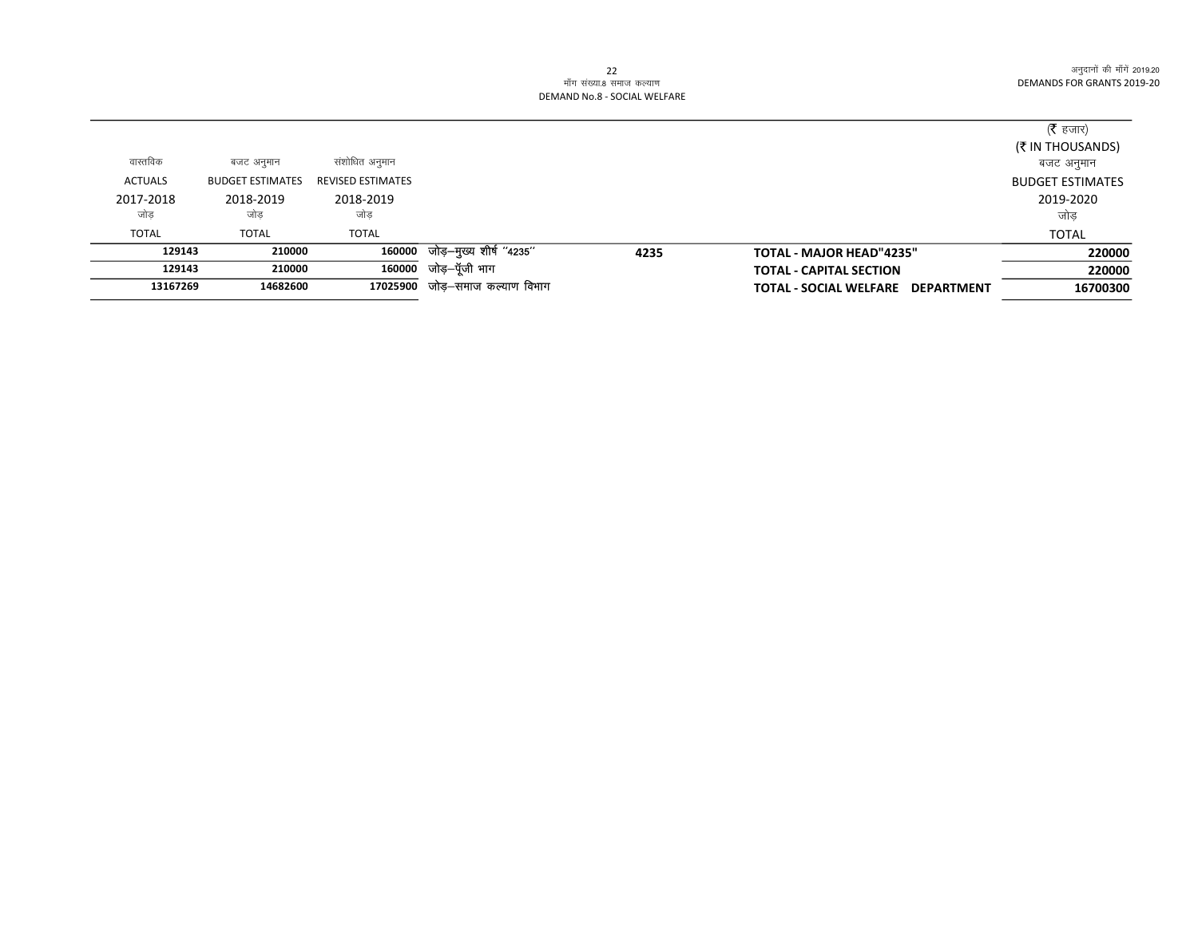माँग संख्या.8 समाज कल्याण
DEMAND No.8 - SOCIAL WELFARE

| वास्तविक ACTUALS 2017-2018 जोड़ TOTAL | बजट अनुमान BUDGET ESTIMATES 2018-2019 जोड़ TOTAL | संशोधित अनुमान REVISED ESTIMATES 2018-2019 जोड़ TOTAL | | | | (₹ हजार) (₹ IN THOUSANDS) बजट अनुमान BUDGET ESTIMATES 2019-2020 जोड़ TOTAL |
|---|---|---|---|---|---|---|
| **129143** | **210000** | **160000** | जोड़–मुख्य शीर्ष "4235" | **4235** | **TOTAL - MAJOR HEAD"4235"** | **220000** |
| **129143** | **210000** | **160000** | जोड़–पूँजी भाग | | **TOTAL - CAPITAL SECTION** | **220000** |
| **13167269** | **14682600** | **17025900** | जोड़–समाज कल्याण विभाग | | **TOTAL - SOCIAL WELFARE DEPARTMENT** | **16700300** |